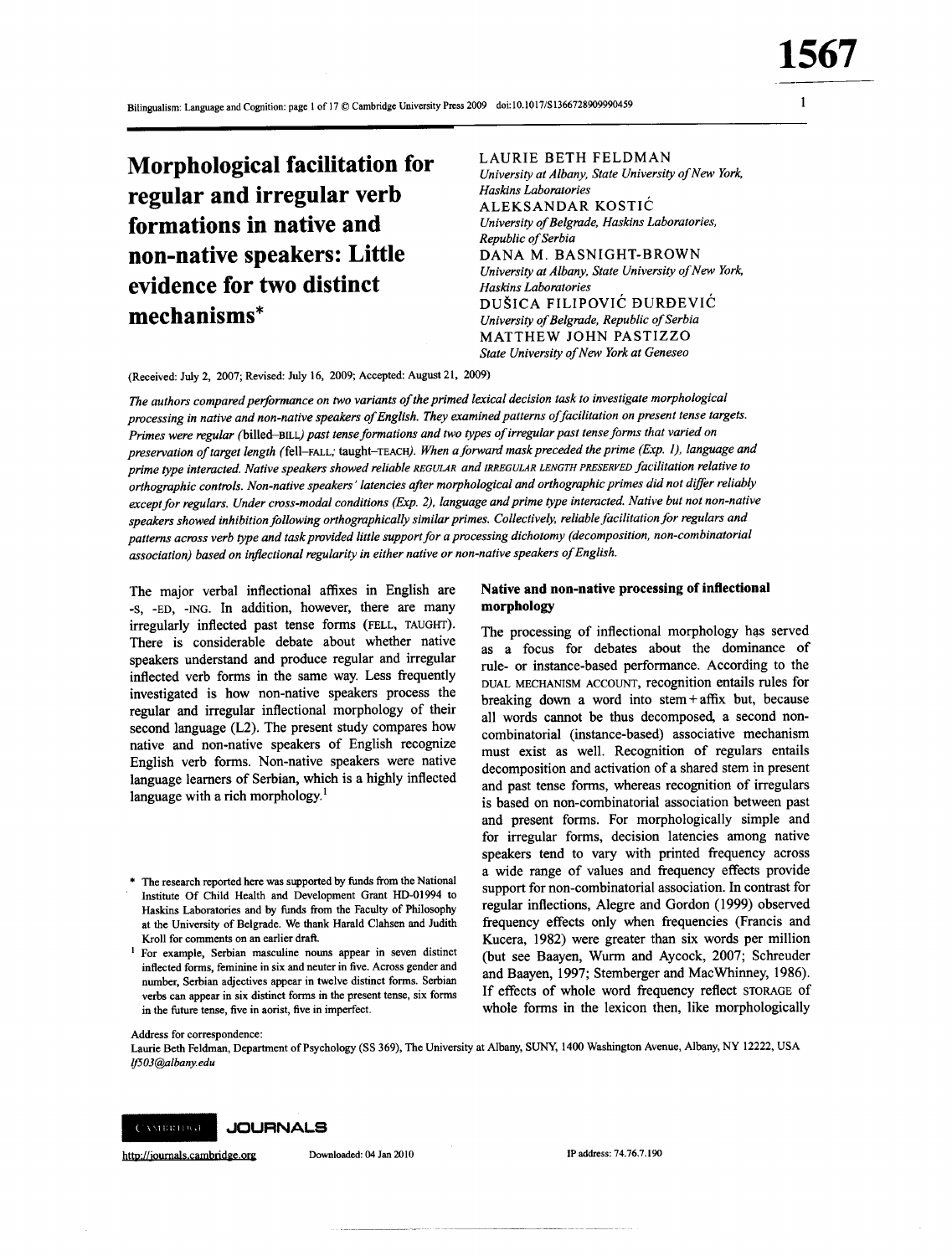# Morphological facilitation for regular and irregular verb formations in native and non-native speakers: Little evidence for two distinct mechanisms*

LAURIE BETH FELDMAN
*University at Albany, State University of New York, Haskins Laboratories*

ALEKSANDAR KOSTIĆ
*University of Belgrade, Haskins Laboratories, Republic of Serbia*

DANA M. BASNIGHT-BROWN
*University at Albany, State University of New York, Haskins Laboratories*

DUŠICA FILIPOVIĆ ĐURĐEVIĆ
*University of Belgrade, Republic of Serbia*

MATTHEW JOHN PASTIZZO
*State University of New York at Geneseo*

(Received: July 2, 2007; Revised: July 16, 2009; Accepted: August 21, 2009)

*The authors compared performance on two variants of the primed lexical decision task to investigate morphological processing in native and non-native speakers of English. They examined patterns of facilitation on present tense targets. Primes were regular (*billed–BILL*) past tense formations and two types of irregular past tense forms that varied on preservation of target length (*fell–FALL; taught–TEACH*). When a forward mask preceded the prime (Exp. 1), language and prime type interacted. Native speakers showed reliable* REGULAR *and* IRREGULAR LENGTH PRESERVED *facilitation relative to orthographic controls. Non-native speakers' latencies after morphological and orthographic primes did not differ reliably except for regulars. Under cross-modal conditions (Exp. 2), language and prime type interacted. Native but not non-native speakers showed inhibition following orthographically similar primes. Collectively, reliable facilitation for regulars and patterns across verb type and task provided little support for a processing dichotomy (decomposition, non-combinatorial association) based on inflectional regularity in either native or non-native speakers of English.*

The major verbal inflectional affixes in English are -S, -ED, -ING. In addition, however, there are many irregularly inflected past tense forms (FELL, TAUGHT). There is considerable debate about whether native speakers understand and produce regular and irregular inflected verb forms in the same way. Less frequently investigated is how non-native speakers process the regular and irregular inflectional morphology of their second language (L2). The present study compares how native and non-native speakers of English recognize English verb forms. Non-native speakers were native language learners of Serbian, which is a highly inflected language with a rich morphology.[1]

## Native and non-native processing of inflectional morphology

The processing of inflectional morphology has served as a focus for debates about the dominance of rule- or instance-based performance. According to the DUAL MECHANISM ACCOUNT, recognition entails rules for breaking down a word into stem + affix but, because all words cannot be thus decomposed, a second non-combinatorial (instance-based) associative mechanism must exist as well. Recognition of regulars entails decomposition and activation of a shared stem in present and past tense forms, whereas recognition of irregulars is based on non-combinatorial association between past and present forms. For morphologically simple and for irregular forms, decision latencies among native speakers tend to vary with printed frequency across a wide range of values and frequency effects provide support for non-combinatorial association. In contrast for regular inflections, Alegre and Gordon (1999) observed frequency effects only when frequencies (Francis and Kucera, 1982) were greater than six words per million (but see Baayen, Wurm and Aycock, 2007; Schreuder and Baayen, 1997; Stemberger and MacWhinney, 1986). If effects of whole word frequency reflect STORAGE of whole forms in the lexicon then, like morphologically

\* The research reported here was supported by funds from the National Institute Of Child Health and Development Grant HD-01994 to Haskins Laboratories and by funds from the Faculty of Philosophy at the University of Belgrade. We thank Harald Clahsen and Judith Kroll for comments on an earlier draft.

[1] For example, Serbian masculine nouns appear in seven distinct inflected forms, feminine in six and neuter in five. Across gender and number, Serbian adjectives appear in twelve distinct forms. Serbian verbs can appear in six distinct forms in the present tense, six forms in the future tense, five in aorist, five in imperfect.

Address for correspondence:
Laurie Beth Feldman, Department of Psychology (SS 369), The University at Albany, SUNY, 1400 Washington Avenue, Albany, NY 12222, USA
*lf503@albany.edu*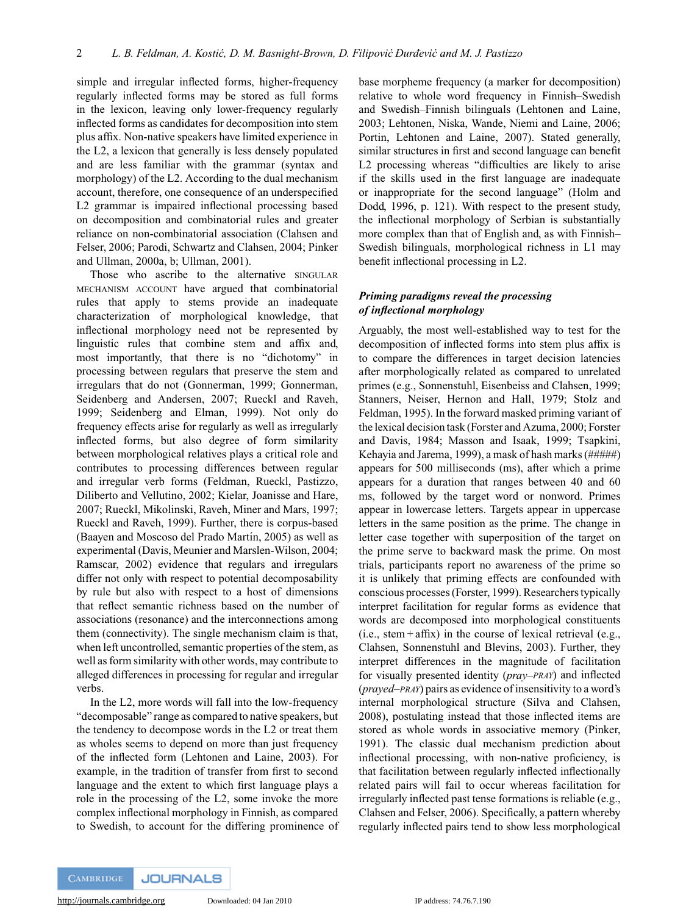simple and irregular inflected forms, higher-frequency regularly inflected forms may be stored as full forms in the lexicon, leaving only lower-frequency regularly inflected forms as candidates for decomposition into stem plus affix. Non-native speakers have limited experience in the L2, a lexicon that generally is less densely populated and are less familiar with the grammar (syntax and morphology) of the L2. According to the dual mechanism account, therefore, one consequence of an underspecified L2 grammar is impaired inflectional processing based on decomposition and combinatorial rules and greater reliance on non-combinatorial association (Clahsen and Felser, 2006; Parodi, Schwartz and Clahsen, 2004; Pinker and Ullman, 2000a, b; Ullman, 2001).

Those who ascribe to the alternative SINGULAR MECHANISM ACCOUNT have argued that combinatorial rules that apply to stems provide an inadequate characterization of morphological knowledge, that inflectional morphology need not be represented by linguistic rules that combine stem and affix and, most importantly, that there is no "dichotomy" in processing between regulars that preserve the stem and irregulars that do not (Gonnerman, 1999; Gonnerman, Seidenberg and Andersen, 2007; Rueckl and Raveh, 1999; Seidenberg and Elman, 1999). Not only do frequency effects arise for regularly as well as irregularly inflected forms, but also degree of form similarity between morphological relatives plays a critical role and contributes to processing differences between regular and irregular verb forms (Feldman, Rueckl, Pastizzo, Diliberto and Vellutino, 2002; Kielar, Joanisse and Hare, 2007; Rueckl, Mikolinski, Raveh, Miner and Mars, 1997; Rueckl and Raveh, 1999). Further, there is corpus-based (Baayen and Moscoso del Prado Martín, 2005) as well as experimental (Davis, Meunier and Marslen-Wilson, 2004; Ramscar, 2002) evidence that regulars and irregulars differ not only with respect to potential decomposability by rule but also with respect to a host of dimensions that reflect semantic richness based on the number of associations (resonance) and the interconnections among them (connectivity). The single mechanism claim is that, when left uncontrolled, semantic properties of the stem, as well as form similarity with other words, may contribute to alleged differences in processing for regular and irregular verbs.

In the L2, more words will fall into the low-frequency "decomposable" range as compared to native speakers, but the tendency to decompose words in the L2 or treat them as wholes seems to depend on more than just frequency of the inflected form (Lehtonen and Laine, 2003). For example, in the tradition of transfer from first to second language and the extent to which first language plays a role in the processing of the L2, some invoke the more complex inflectional morphology in Finnish, as compared to Swedish, to account for the differing prominence of base morpheme frequency (a marker for decomposition) relative to whole word frequency in Finnish–Swedish and Swedish–Finnish bilinguals (Lehtonen and Laine, 2003; Lehtonen, Niska, Wande, Niemi and Laine, 2006; Portin, Lehtonen and Laine, 2007). Stated generally, similar structures in first and second language can benefit L2 processing whereas "difficulties are likely to arise if the skills used in the first language are inadequate or inappropriate for the second language" (Holm and Dodd, 1996, p. 121). With respect to the present study, the inflectional morphology of Serbian is substantially more complex than that of English and, as with Finnish–Swedish bilinguals, morphological richness in L1 may benefit inflectional processing in L2.

### *Priming paradigms reveal the processing of inflectional morphology*

Arguably, the most well-established way to test for the decomposition of inflected forms into stem plus affix is to compare the differences in target decision latencies after morphologically related as compared to unrelated primes (e.g., Sonnenstuhl, Eisenbeiss and Clahsen, 1999; Stanners, Neiser, Hernon and Hall, 1979; Stolz and Feldman, 1995). In the forward masked priming variant of the lexical decision task (Forster and Azuma, 2000; Forster and Davis, 1984; Masson and Isaak, 1999; Tsapkini, Kehayia and Jarema, 1999), a mask of hash marks (#####) appears for 500 milliseconds (ms), after which a prime appears for a duration that ranges between 40 and 60 ms, followed by the target word or nonword. Primes appear in lowercase letters. Targets appear in uppercase letters in the same position as the prime. The change in letter case together with superposition of the target on the prime serve to backward mask the prime. On most trials, participants report no awareness of the prime so it is unlikely that priming effects are confounded with conscious processes (Forster, 1999). Researchers typically interpret facilitation for regular forms as evidence that words are decomposed into morphological constituents (i.e., stem + affix) in the course of lexical retrieval (e.g., Clahsen, Sonnenstuhl and Blevins, 2003). Further, they interpret differences in the magnitude of facilitation for visually presented identity (*pray–PRAY*) and inflected (*prayed–PRAY*) pairs as evidence of insensitivity to a word's internal morphological structure (Silva and Clahsen, 2008), postulating instead that those inflected items are stored as whole words in associative memory (Pinker, 1991). The classic dual mechanism prediction about inflectional processing, with non-native proficiency, is that facilitation between regularly inflected inflectionally related pairs will fail to occur whereas facilitation for irregularly inflected past tense formations is reliable (e.g., Clahsen and Felser, 2006). Specifically, a pattern whereby regularly inflected pairs tend to show less morphological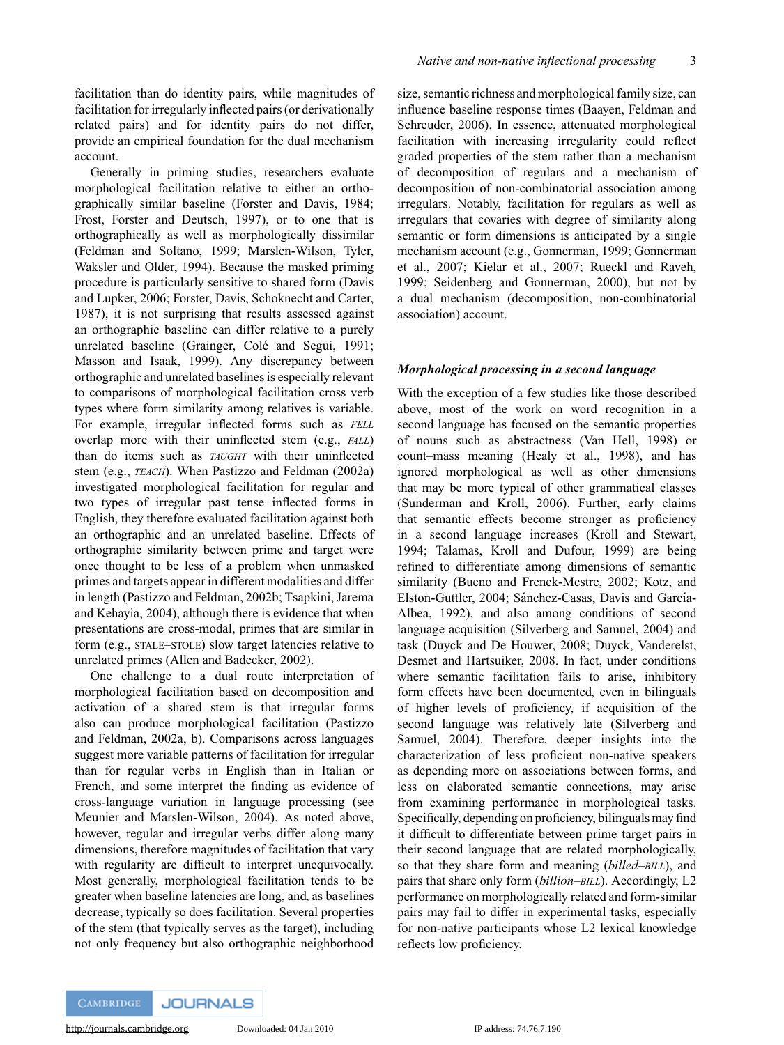facilitation than do identity pairs, while magnitudes of facilitation for irregularly inflected pairs (or derivationally related pairs) and for identity pairs do not differ, provide an empirical foundation for the dual mechanism account.

Generally in priming studies, researchers evaluate morphological facilitation relative to either an orthographically similar baseline (Forster and Davis, 1984; Frost, Forster and Deutsch, 1997), or to one that is orthographically as well as morphologically dissimilar (Feldman and Soltano, 1999; Marslen-Wilson, Tyler, Waksler and Older, 1994). Because the masked priming procedure is particularly sensitive to shared form (Davis and Lupker, 2006; Forster, Davis, Schoknecht and Carter, 1987), it is not surprising that results assessed against an orthographic baseline can differ relative to a purely unrelated baseline (Grainger, Colé and Segui, 1991; Masson and Isaak, 1999). Any discrepancy between orthographic and unrelated baselines is especially relevant to comparisons of morphological facilitation cross verb types where form similarity among relatives is variable. For example, irregular inflected forms such as *FELL* overlap more with their uninflected stem (e.g., *FALL*) than do items such as *TAUGHT* with their uninflected stem (e.g., *TEACH*). When Pastizzo and Feldman (2002a) investigated morphological facilitation for regular and two types of irregular past tense inflected forms in English, they therefore evaluated facilitation against both an orthographic and an unrelated baseline. Effects of orthographic similarity between prime and target were once thought to be less of a problem when unmasked primes and targets appear in different modalities and differ in length (Pastizzo and Feldman, 2002b; Tsapkini, Jarema and Kehayia, 2004), although there is evidence that when presentations are cross-modal, primes that are similar in form (e.g., STALE–STOLE) slow target latencies relative to unrelated primes (Allen and Badecker, 2002).

One challenge to a dual route interpretation of morphological facilitation based on decomposition and activation of a shared stem is that irregular forms also can produce morphological facilitation (Pastizzo and Feldman, 2002a, b). Comparisons across languages suggest more variable patterns of facilitation for irregular than for regular verbs in English than in Italian or French, and some interpret the finding as evidence of cross-language variation in language processing (see Meunier and Marslen-Wilson, 2004). As noted above, however, regular and irregular verbs differ along many dimensions, therefore magnitudes of facilitation that vary with regularity are difficult to interpret unequivocally. Most generally, morphological facilitation tends to be greater when baseline latencies are long, and, as baselines decrease, typically so does facilitation. Several properties of the stem (that typically serves as the target), including not only frequency but also orthographic neighborhood size, semantic richness and morphological family size, can influence baseline response times (Baayen, Feldman and Schreuder, 2006). In essence, attenuated morphological facilitation with increasing irregularity could reflect graded properties of the stem rather than a mechanism of decomposition of regulars and a mechanism of decomposition of non-combinatorial association among irregulars. Notably, facilitation for regulars as well as irregulars that covaries with degree of similarity along semantic or form dimensions is anticipated by a single mechanism account (e.g., Gonnerman, 1999; Gonnerman et al., 2007; Kielar et al., 2007; Rueckl and Raveh, 1999; Seidenberg and Gonnerman, 2000), but not by a dual mechanism (decomposition, non-combinatorial association) account.

### *Morphological processing in a second language*

With the exception of a few studies like those described above, most of the work on word recognition in a second language has focused on the semantic properties of nouns such as abstractness (Van Hell, 1998) or count–mass meaning (Healy et al., 1998), and has ignored morphological as well as other dimensions that may be more typical of other grammatical classes (Sunderman and Kroll, 2006). Further, early claims that semantic effects become stronger as proficiency in a second language increases (Kroll and Stewart, 1994; Talamas, Kroll and Dufour, 1999) are being refined to differentiate among dimensions of semantic similarity (Bueno and Frenck-Mestre, 2002; Kotz, and Elston-Guttler, 2004; Sánchez-Casas, Davis and García-Albea, 1992), and also among conditions of second language acquisition (Silverberg and Samuel, 2004) and task (Duyck and De Houwer, 2008; Duyck, Vanderelst, Desmet and Hartsuiker, 2008. In fact, under conditions where semantic facilitation fails to arise, inhibitory form effects have been documented, even in bilinguals of higher levels of proficiency, if acquisition of the second language was relatively late (Silverberg and Samuel, 2004). Therefore, deeper insights into the characterization of less proficient non-native speakers as depending more on associations between forms, and less on elaborated semantic connections, may arise from examining performance in morphological tasks. Specifically, depending on proficiency, bilinguals may find it difficult to differentiate between prime target pairs in their second language that are related morphologically, so that they share form and meaning (*billed*–*BILL*), and pairs that share only form (*billion*–*BILL*). Accordingly, L2 performance on morphologically related and form-similar pairs may fail to differ in experimental tasks, especially for non-native participants whose L2 lexical knowledge reflects low proficiency.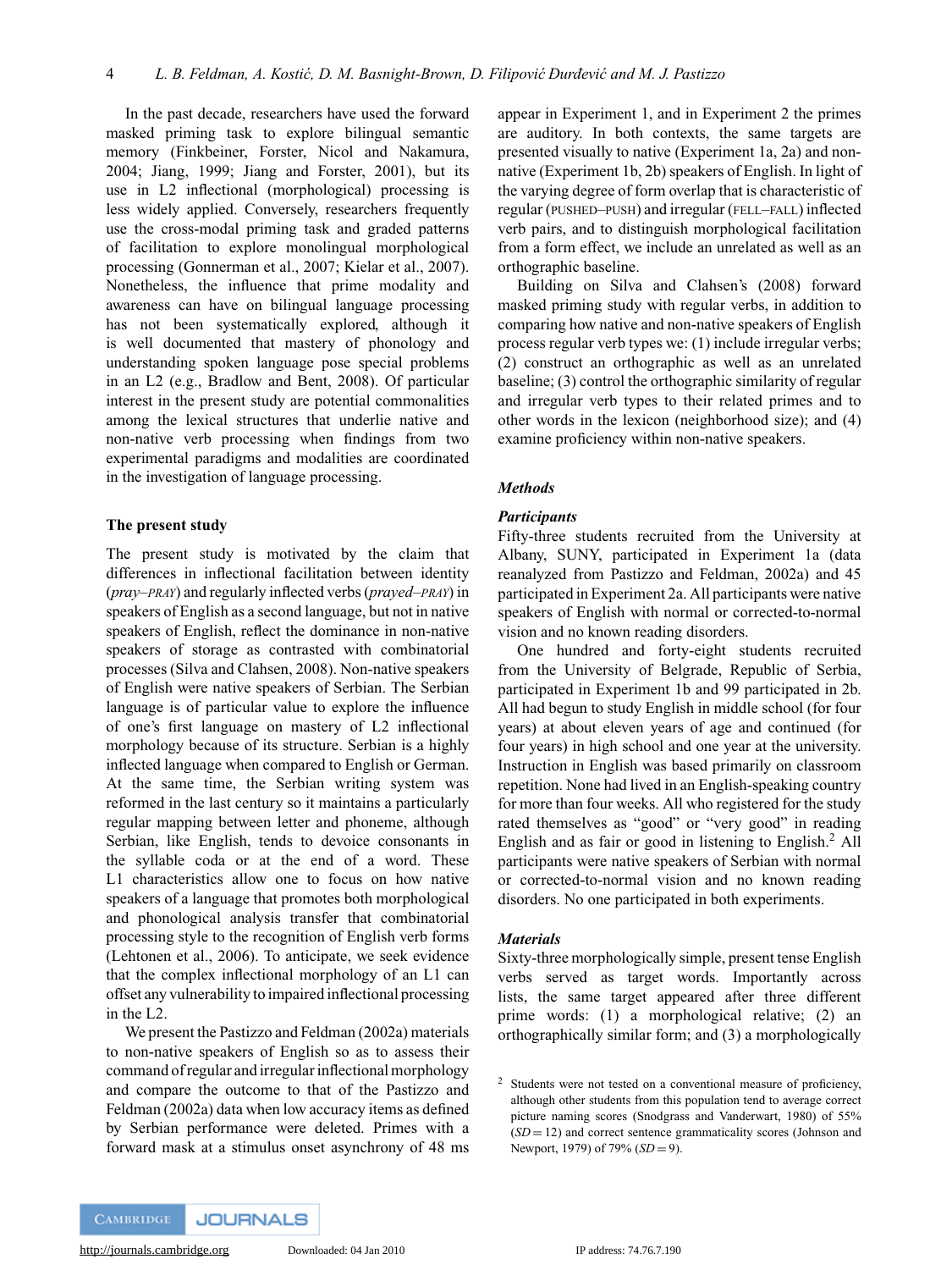In the past decade, researchers have used the forward masked priming task to explore bilingual semantic memory (Finkbeiner, Forster, Nicol and Nakamura, 2004; Jiang, 1999; Jiang and Forster, 2001), but its use in L2 inflectional (morphological) processing is less widely applied. Conversely, researchers frequently use the cross-modal priming task and graded patterns of facilitation to explore monolingual morphological processing (Gonnerman et al., 2007; Kielar et al., 2007). Nonetheless, the influence that prime modality and awareness can have on bilingual language processing has not been systematically explored, although it is well documented that mastery of phonology and understanding spoken language pose special problems in an L2 (e.g., Bradlow and Bent, 2008). Of particular interest in the present study are potential commonalities among the lexical structures that underlie native and non-native verb processing when findings from two experimental paradigms and modalities are coordinated in the investigation of language processing.

## The present study

The present study is motivated by the claim that differences in inflectional facilitation between identity (*pray–PRAY*) and regularly inflected verbs (*prayed–PRAY*) in speakers of English as a second language, but not in native speakers of English, reflect the dominance in non-native speakers of storage as contrasted with combinatorial processes (Silva and Clahsen, 2008). Non-native speakers of English were native speakers of Serbian. The Serbian language is of particular value to explore the influence of one's first language on mastery of L2 inflectional morphology because of its structure. Serbian is a highly inflected language when compared to English or German. At the same time, the Serbian writing system was reformed in the last century so it maintains a particularly regular mapping between letter and phoneme, although Serbian, like English, tends to devoice consonants in the syllable coda or at the end of a word. These L1 characteristics allow one to focus on how native speakers of a language that promotes both morphological and phonological analysis transfer that combinatorial processing style to the recognition of English verb forms (Lehtonen et al., 2006). To anticipate, we seek evidence that the complex inflectional morphology of an L1 can offset any vulnerability to impaired inflectional processing in the L2.

We present the Pastizzo and Feldman (2002a) materials to non-native speakers of English so as to assess their command of regular and irregular inflectional morphology and compare the outcome to that of the Pastizzo and Feldman (2002a) data when low accuracy items as defined by Serbian performance were deleted. Primes with a forward mask at a stimulus onset asynchrony of 48 ms appear in Experiment 1, and in Experiment 2 the primes are auditory. In both contexts, the same targets are presented visually to native (Experiment 1a, 2a) and non-native (Experiment 1b, 2b) speakers of English. In light of the varying degree of form overlap that is characteristic of regular (PUSHED–PUSH) and irregular (FELL–FALL) inflected verb pairs, and to distinguish morphological facilitation from a form effect, we include an unrelated as well as an orthographic baseline.

Building on Silva and Clahsen's (2008) forward masked priming study with regular verbs, in addition to comparing how native and non-native speakers of English process regular verb types we: (1) include irregular verbs; (2) construct an orthographic as well as an unrelated baseline; (3) control the orthographic similarity of regular and irregular verb types to their related primes and to other words in the lexicon (neighborhood size); and (4) examine proficiency within non-native speakers.

### *Methods*

#### *Participants*

Fifty-three students recruited from the University at Albany, SUNY, participated in Experiment 1a (data reanalyzed from Pastizzo and Feldman, 2002a) and 45 participated in Experiment 2a. All participants were native speakers of English with normal or corrected-to-normal vision and no known reading disorders.

One hundred and forty-eight students recruited from the University of Belgrade, Republic of Serbia, participated in Experiment 1b and 99 participated in 2b. All had begun to study English in middle school (for four years) at about eleven years of age and continued (for four years) in high school and one year at the university. Instruction in English was based primarily on classroom repetition. None had lived in an English-speaking country for more than four weeks. All who registered for the study rated themselves as "good" or "very good" in reading English and as fair or good in listening to English.[2] All participants were native speakers of Serbian with normal or corrected-to-normal vision and no known reading disorders. No one participated in both experiments.

#### *Materials*

Sixty-three morphologically simple, present tense English verbs served as target words. Importantly across lists, the same target appeared after three different prime words: (1) a morphological relative; (2) an orthographically similar form; and (3) a morphologically

[2] Students were not tested on a conventional measure of proficiency, although other students from this population tend to average correct picture naming scores (Snodgrass and Vanderwart, 1980) of 55% ($SD = 12$) and correct sentence grammaticality scores (Johnson and Newport, 1979) of 79% ($SD = 9$).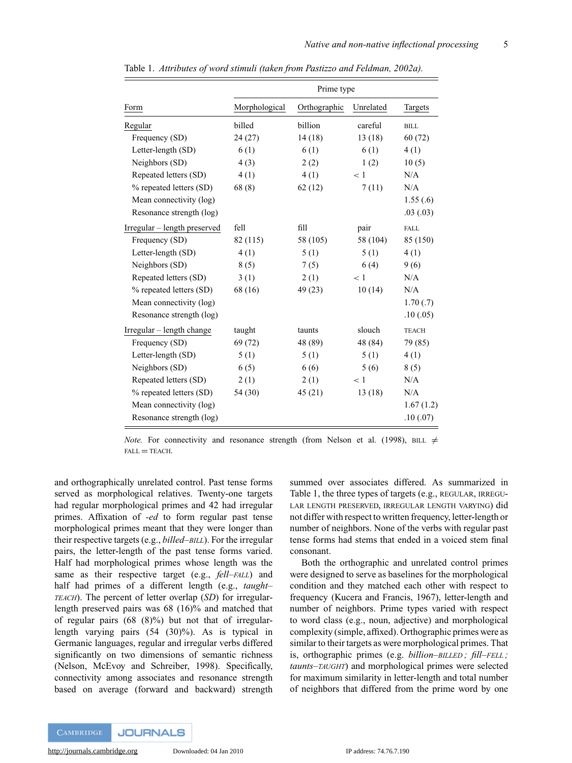Table 1. *Attributes of word stimuli (taken from Pastizzo and Feldman, 2002a).*

| | Prime type | | | |
|---|---|---|---|---|
| Form | Morphological | Orthographic | Unrelated | Targets |
| Regular | billed | billion | careful | BILL |
| Frequency (SD) | 24 (27) | 14 (18) | 13 (18) | 60 (72) |
| Letter-length (SD) | 6 (1) | 6 (1) | 6 (1) | 4 (1) |
| Neighbors (SD) | 4 (3) | 2 (2) | 1 (2) | 10 (5) |
| Repeated letters (SD) | 4 (1) | 4 (1) | < 1 | N/A |
| % repeated letters (SD) | 68 (8) | 62 (12) | 7 (11) | N/A |
| Mean connectivity (log) | | | | 1.55 (.6) |
| Resonance strength (log) | | | | .03 (.03) |
| Irregular – length preserved | fell | fill | pair | FALL |
| Frequency (SD) | 82 (115) | 58 (105) | 58 (104) | 85 (150) |
| Letter-length (SD) | 4 (1) | 5 (1) | 5 (1) | 4 (1) |
| Neighbors (SD) | 8 (5) | 7 (5) | 6 (4) | 9 (6) |
| Repeated letters (SD) | 3 (1) | 2 (1) | < 1 | N/A |
| % repeated letters (SD) | 68 (16) | 49 (23) | 10 (14) | N/A |
| Mean connectivity (log) | | | | 1.70 (.7) |
| Resonance strength (log) | | | | .10 (.05) |
| Irregular – length change | taught | taunts | slouch | TEACH |
| Frequency (SD) | 69 (72) | 48 (89) | 48 (84) | 79 (85) |
| Letter-length (SD) | 5 (1) | 5 (1) | 5 (1) | 4 (1) |
| Neighbors (SD) | 6 (5) | 6 (6) | 5 (6) | 8 (5) |
| Repeated letters (SD) | 2 (1) | 2 (1) | < 1 | N/A |
| % repeated letters (SD) | 54 (30) | 45 (21) | 13 (18) | N/A |
| Mean connectivity (log) | | | | 1.67 (1.2) |
| Resonance strength (log) | | | | .10 (.07) |

*Note.* For connectivity and resonance strength (from Nelson et al. (1998), BILL ≠ FALL = TEACH.

and orthographically unrelated control. Past tense forms served as morphological relatives. Twenty-one targets had regular morphological primes and 42 had irregular primes. Affixation of *-ed* to form regular past tense morphological primes meant that they were longer than their respective targets (e.g., *billed–BILL*). For the irregular pairs, the letter-length of the past tense forms varied. Half had morphological primes whose length was the same as their respective target (e.g., *fell–FALL*) and half had primes of a different length (e.g., *taught–TEACH*). The percent of letter overlap (*SD*) for irregular-length preserved pairs was 68 (16)% and matched that of regular pairs (68 (8)%) but not that of irregular-length varying pairs (54 (30)%). As is typical in Germanic languages, regular and irregular verbs differed significantly on two dimensions of semantic richness (Nelson, McEvoy and Schreiber, 1998). Specifically, connectivity among associates and resonance strength based on average (forward and backward) strength summed over associates differed. As summarized in Table 1, the three types of targets (e.g., REGULAR, IRREGULAR LENGTH PRESERVED, IRREGULAR LENGTH VARYING) did not differ with respect to written frequency, letter-length or number of neighbors. None of the verbs with regular past tense forms had stems that ended in a voiced stem final consonant.

Both the orthographic and unrelated control primes were designed to serve as baselines for the morphological condition and they matched each other with respect to frequency (Kucera and Francis, 1967), letter-length and number of neighbors. Prime types varied with respect to word class (e.g., noun, adjective) and morphological complexity (simple, affixed). Orthographic primes were as similar to their targets as were morphological primes. That is, orthographic primes (e.g. *billion–BILLED ; fill–FELL ; taunts–TAUGHT*) and morphological primes were selected for maximum similarity in letter-length and total number of neighbors that differed from the prime word by one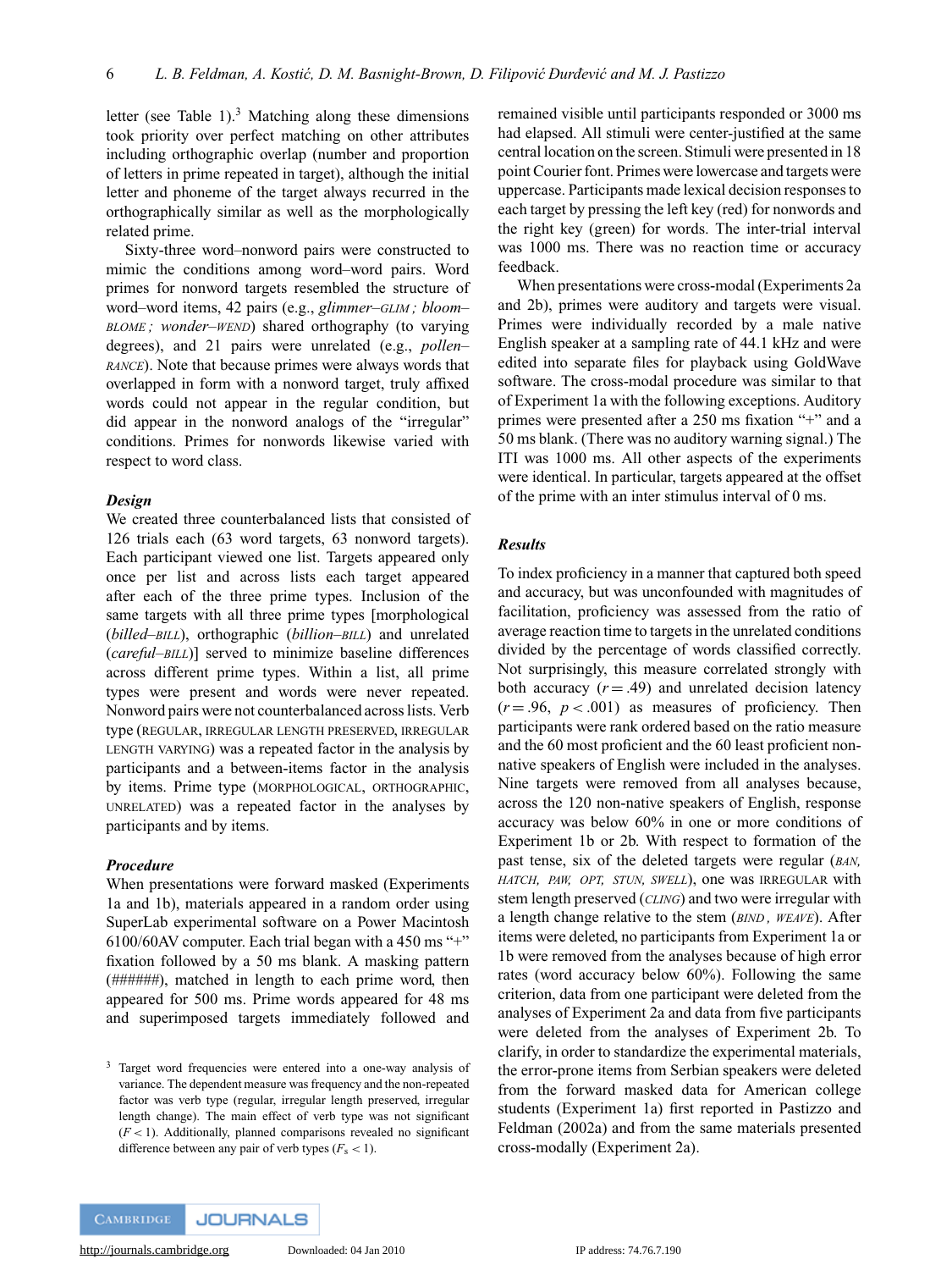letter (see Table 1).[3] Matching along these dimensions took priority over perfect matching on other attributes including orthographic overlap (number and proportion of letters in prime repeated in target), although the initial letter and phoneme of the target always recurred in the orthographically similar as well as the morphologically related prime.

Sixty-three word–nonword pairs were constructed to mimic the conditions among word–word pairs. Word primes for nonword targets resembled the structure of word–word items, 42 pairs (e.g., *glimmer*–GLIM ; *bloom*–BLOME ; *wonder*–WEND) shared orthography (to varying degrees), and 21 pairs were unrelated (e.g., *pollen*–RANCE). Note that because primes were always words that overlapped in form with a nonword target, truly affixed words could not appear in the regular condition, but did appear in the nonword analogs of the "irregular" conditions. Primes for nonwords likewise varied with respect to word class.

### *Design*

We created three counterbalanced lists that consisted of 126 trials each (63 word targets, 63 nonword targets). Each participant viewed one list. Targets appeared only once per list and across lists each target appeared after each of the three prime types. Inclusion of the same targets with all three prime types [morphological (*billed*–BILL), orthographic (*billion*–BILL) and unrelated (*careful*–BILL)] served to minimize baseline differences across different prime types. Within a list, all prime types were present and words were never repeated. Nonword pairs were not counterbalanced across lists. Verb type (REGULAR, IRREGULAR LENGTH PRESERVED, IRREGULAR LENGTH VARYING) was a repeated factor in the analysis by participants and a between-items factor in the analysis by items. Prime type (MORPHOLOGICAL, ORTHOGRAPHIC, UNRELATED) was a repeated factor in the analyses by participants and by items.

### *Procedure*

When presentations were forward masked (Experiments 1a and 1b), materials appeared in a random order using SuperLab experimental software on a Power Macintosh 6100/60AV computer. Each trial began with a 450 ms "+" fixation followed by a 50 ms blank. A masking pattern (######), matched in length to each prime word, then appeared for 500 ms. Prime words appeared for 48 ms and superimposed targets immediately followed and remained visible until participants responded or 3000 ms had elapsed. All stimuli were center-justified at the same central location on the screen. Stimuli were presented in 18 point Courier font. Primes were lowercase and targets were uppercase. Participants made lexical decision responses to each target by pressing the left key (red) for nonwords and the right key (green) for words. The inter-trial interval was 1000 ms. There was no reaction time or accuracy feedback.

When presentations were cross-modal (Experiments 2a and 2b), primes were auditory and targets were visual. Primes were individually recorded by a male native English speaker at a sampling rate of 44.1 kHz and were edited into separate files for playback using GoldWave software. The cross-modal procedure was similar to that of Experiment 1a with the following exceptions. Auditory primes were presented after a 250 ms fixation "+" and a 50 ms blank. (There was no auditory warning signal.) The ITI was 1000 ms. All other aspects of the experiments were identical. In particular, targets appeared at the offset of the prime with an inter stimulus interval of 0 ms.

### *Results*

To index proficiency in a manner that captured both speed and accuracy, but was unconfounded with magnitudes of facilitation, proficiency was assessed from the ratio of average reaction time to targets in the unrelated conditions divided by the percentage of words classified correctly. Not surprisingly, this measure correlated strongly with both accuracy ($r = .49$) and unrelated decision latency ($r = .96$, $p < .001$) as measures of proficiency. Then participants were rank ordered based on the ratio measure and the 60 most proficient and the 60 least proficient non-native speakers of English were included in the analyses. Nine targets were removed from all analyses because, across the 120 non-native speakers of English, response accuracy was below 60% in one or more conditions of Experiment 1b or 2b. With respect to formation of the past tense, six of the deleted targets were regular (*BAN, HATCH, PAW, OPT, STUN, SWELL*), one was IRREGULAR with stem length preserved (*CLING*) and two were irregular with a length change relative to the stem (*BIND , WEAVE*). After items were deleted, no participants from Experiment 1a or 1b were removed from the analyses because of high error rates (word accuracy below 60%). Following the same criterion, data from one participant were deleted from the analyses of Experiment 2a and data from five participants were deleted from the analyses of Experiment 2b. To clarify, in order to standardize the experimental materials, the error-prone items from Serbian speakers were deleted from the forward masked data for American college students (Experiment 1a) first reported in Pastizzo and Feldman (2002a) and from the same materials presented cross-modally (Experiment 2a).

---

[3] Target word frequencies were entered into a one-way analysis of variance. The dependent measure was frequency and the non-repeated factor was verb type (regular, irregular length preserved, irregular length change). The main effect of verb type was not significant ($F < 1$). Additionally, planned comparisons revealed no significant difference between any pair of verb types ($F_s < 1$).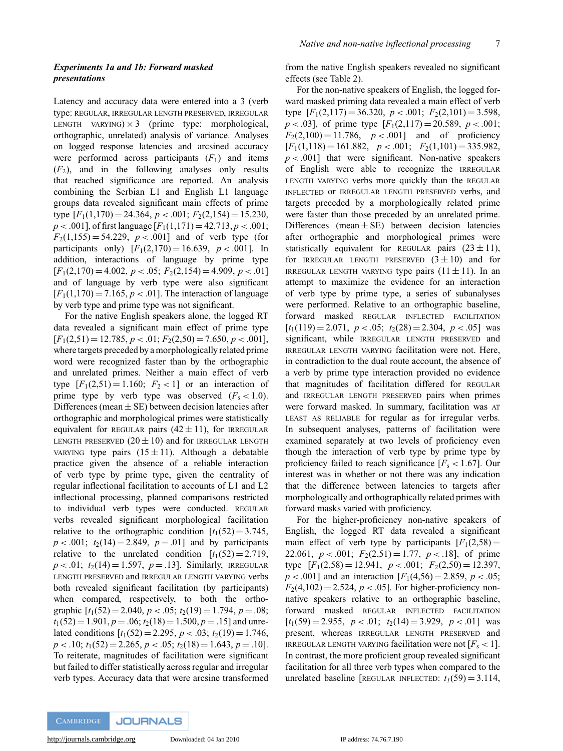### *Experiments 1a and 1b: Forward masked presentations*

Latency and accuracy data were entered into a 3 (verb type: REGULAR, IRREGULAR LENGTH PRESERVED, IRREGULAR LENGTH VARYING) × 3 (prime type: morphological, orthographic, unrelated) analysis of variance. Analyses on logged response latencies and arcsined accuracy were performed across participants ($F_1$) and items ($F_2$), and in the following analyses only results that reached significance are reported. An analysis combining the Serbian L1 and English L1 language groups data revealed significant main effects of prime type [$F_1(1,170) = 24.364$, $p < .001$; $F_2(2,154) = 15.230$, $p < .001$], of first language [$F_1(1,171) = 42.713$, $p < .001$; $F_2(1,155) = 54.229$, $p < .001$] and of verb type (for participants only) [$F_1(2,170) = 16.639$, $p < .001$]. In addition, interactions of language by prime type [$F_1(2,170) = 4.002$, $p < .05$; $F_2(2,154) = 4.909$, $p < .01$] and of language by verb type were also significant [$F_1(1,170) = 7.165$, $p < .01$]. The interaction of language by verb type and prime type was not significant.

For the native English speakers alone, the logged RT data revealed a significant main effect of prime type [$F_1(2,51) = 12.785$, $p < .01$; $F_2(2,50) = 7.650$, $p < .001$], where targets preceded by a morphologically related prime word were recognized faster than by the orthographic and unrelated primes. Neither a main effect of verb type [$F_1(2,51) = 1.160$; $F_2 < 1$] or an interaction of prime type by verb type was observed ($F_s < 1.0$). Differences (mean ± SE) between decision latencies after orthographic and morphological primes were statistically equivalent for REGULAR pairs (42 ± 11), for IRREGULAR LENGTH PRESERVED (20 ± 10) and for IRREGULAR LENGTH VARYING type pairs (15 ± 11). Although a debatable practice given the absence of a reliable interaction of verb type by prime type, given the centrality of regular inflectional facilitation to accounts of L1 and L2 inflectional processing, planned comparisons restricted to individual verb types were conducted. REGULAR verbs revealed significant morphological facilitation relative to the orthographic condition [$t_1(52) = 3.745$, $p < .001$; $t_2(14) = 2.849$, $p = .01$] and by participants relative to the unrelated condition [$t_1(52) = 2.719$, $p < .01$; $t_2(14) = 1.597$, $p = .13$]. Similarly, IRREGULAR LENGTH PRESERVED and IRREGULAR LENGTH VARYING verbs both revealed significant facilitation (by participants) when compared, respectively, to both the orthographic [$t_1(52) = 2.040$, $p < .05$; $t_2(19) = 1.794$, $p = .08$; $t_1(52) = 1.901$, $p = .06$; $t_2(18) = 1.500$, $p = .15$] and unrelated conditions [$t_1(52) = 2.295$, $p < .03$; $t_2(19) = 1.746$, $p < .10$; $t_1(52) = 2.265$, $p < .05$; $t_2(18) = 1.643$, $p = .10$]. To reiterate, magnitudes of facilitation were significant but failed to differ statistically across regular and irregular verb types. Accuracy data that were arcsine transformed from the native English speakers revealed no significant effects (see Table 2).

For the non-native speakers of English, the logged forward masked priming data revealed a main effect of verb type [$F_1(2,117) = 36.320$, $p < .001$; $F_2(2,101) = 3.598$, $p < .03$], of prime type [$F_1(2,117) = 20.589$, $p < .001$; $F_2(2,100) = 11.786$, $p < .001$] and of proficiency [$F_1(1,118) = 161.882$, $p < .001$; $F_2(1,101) = 335.982$, $p < .001$] that were significant. Non-native speakers of English were able to recognize the IRREGULAR LENGTH VARYING verbs more quickly than the REGULAR INFLECTED or IRREGULAR LENGTH PRESERVED verbs, and targets preceded by a morphologically related prime were faster than those preceded by an unrelated prime. Differences (mean ± SE) between decision latencies after orthographic and morphological primes were statistically equivalent for REGULAR pairs (23 ± 11), for IRREGULAR LENGTH PRESERVED (3 ± 10) and for IRREGULAR LENGTH VARYING type pairs (11 ± 11). In an attempt to maximize the evidence for an interaction of verb type by prime type, a series of subanalyses were performed. Relative to an orthographic baseline, forward masked REGULAR INFLECTED FACILITATION [$t_1(119) = 2.071$, $p < .05$; $t_2(28) = 2.304$, $p < .05$] was significant, while IRREGULAR LENGTH PRESERVED and IRREGULAR LENGTH VARYING facilitation were not. Here, in contradiction to the dual route account, the absence of a verb by prime type interaction provided no evidence that magnitudes of facilitation differed for REGULAR and IRREGULAR LENGTH PRESERVED pairs when primes were forward masked. In summary, facilitation was AT LEAST AS RELIABLE for regular as for irregular verbs. In subsequent analyses, patterns of facilitation were examined separately at two levels of proficiency even though the interaction of verb type by prime type by proficiency failed to reach significance [$F_s < 1.67$]. Our interest was in whether or not there was any indication that the difference between latencies to targets after morphologically and orthographically related primes with forward masks varied with proficiency.

For the higher-proficiency non-native speakers of English, the logged RT data revealed a significant main effect of verb type by participants [$F_1(2,58) = 22.061$, $p < .001$; $F_2(2,51) = 1.77$, $p < .18$], of prime type [$F_1(2,58) = 12.941$, $p < .001$; $F_2(2,50) = 12.397$, $p < .001$] and an interaction [$F_1(4,56) = 2.859$, $p < .05$; $F_2(4,102) = 2.524$, $p < .05$]. For higher-proficiency non-native speakers relative to an orthographic baseline, forward masked REGULAR INFLECTED FACILITATION [$t_1(59) = 2.955$, $p < .01$; $t_2(14) = 3.929$, $p < .01$] was present, whereas IRREGULAR LENGTH PRESERVED and IRREGULAR LENGTH VARYING facilitation were not [$F_s < 1$]. In contrast, the more proficient group revealed significant facilitation for all three verb types when compared to the unrelated baseline [REGULAR INFLECTED: $t_I(59) = 3.114$,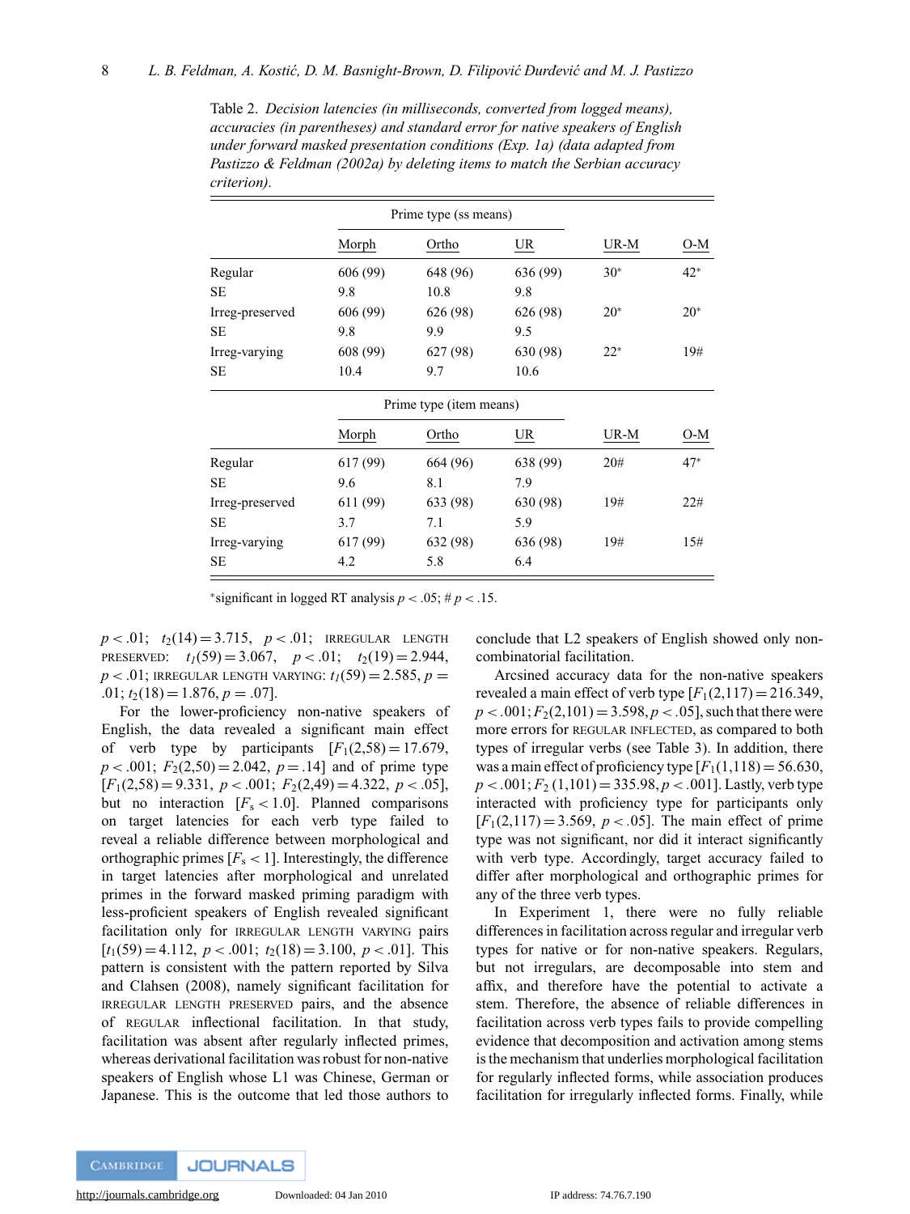Table 2. *Decision latencies (in milliseconds, converted from logged means), accuracies (in parentheses) and standard error for native speakers of English under forward masked presentation conditions (Exp. 1a) (data adapted from Pastizzo & Feldman (2002a) by deleting items to match the Serbian accuracy criterion).*

| | Prime type (ss means) | | | | |
|---|---|---|---|---|---|
| | Morph | Ortho | UR | UR-M | O-M |
| Regular | 606 (99) | 648 (96) | 636 (99) | 30* | 42* |
| SE | 9.8 | 10.8 | 9.8 | | |
| Irreg-preserved | 606 (99) | 626 (98) | 626 (98) | 20* | 20* |
| SE | 9.8 | 9.9 | 9.5 | | |
| Irreg-varying | 608 (99) | 627 (98) | 630 (98) | 22* | 19# |
| SE | 10.4 | 9.7 | 10.6 | | |
| | **Prime type (item means)** | | | | |
| | Morph | Ortho | UR | UR-M | O-M |
| Regular | 617 (99) | 664 (96) | 638 (99) | 20# | 47* |
| SE | 9.6 | 8.1 | 7.9 | | |
| Irreg-preserved | 611 (99) | 633 (98) | 630 (98) | 19# | 22# |
| SE | 3.7 | 7.1 | 5.9 | | |
| Irreg-varying | 617 (99) | 632 (98) | 636 (98) | 19# | 15# |
| SE | 4.2 | 5.8 | 6.4 | | |

*significant in logged RT analysis $p < .05$; # $p < .15$.

$p < .01$; $t_2(14) = 3.715$, $p < .01$; IRREGULAR LENGTH PRESERVED: $t_1(59) = 3.067$, $p < .01$; $t_2(19) = 2.944$, $p < .01$; IRREGULAR LENGTH VARYING: $t_1(59) = 2.585$, $p = .01$; $t_2(18) = 1.876$, $p = .07$].

For the lower-proficiency non-native speakers of English, the data revealed a significant main effect of verb type by participants [$F_1(2,58) = 17.679$, $p < .001$; $F_2(2,50) = 2.042$, $p = .14$] and of prime type [$F_1(2,58) = 9.331$, $p < .001$; $F_2(2,49) = 4.322$, $p < .05$], but no interaction [$F_s < 1.0$]. Planned comparisons on target latencies for each verb type failed to reveal a reliable difference between morphological and orthographic primes [$F_s < 1$]. Interestingly, the difference in target latencies after morphological and unrelated primes in the forward masked priming paradigm with less-proficient speakers of English revealed significant facilitation only for IRREGULAR LENGTH VARYING pairs [$t_1(59) = 4.112$, $p < .001$; $t_2(18) = 3.100$, $p < .01$]. This pattern is consistent with the pattern reported by Silva and Clahsen (2008), namely significant facilitation for IRREGULAR LENGTH PRESERVED pairs, and the absence of REGULAR inflectional facilitation. In that study, facilitation was absent after regularly inflected primes, whereas derivational facilitation was robust for non-native speakers of English whose L1 was Chinese, German or Japanese. This is the outcome that led those authors to conclude that L2 speakers of English showed only non-combinatorial facilitation.

Arcsined accuracy data for the non-native speakers revealed a main effect of verb type [$F_1(2,117) = 216.349$, $p < .001$; $F_2(2,101) = 3.598$, $p < .05$], such that there were more errors for REGULAR INFLECTED, as compared to both types of irregular verbs (see Table 3). In addition, there was a main effect of proficiency type [$F_1(1,118) = 56.630$, $p < .001$; $F_2(1,101) = 335.98$, $p < .001$]. Lastly, verb type interacted with proficiency type for participants only [$F_1(2,117) = 3.569$, $p < .05$]. The main effect of prime type was not significant, nor did it interact significantly with verb type. Accordingly, target accuracy failed to differ after morphological and orthographic primes for any of the three verb types.

In Experiment 1, there were no fully reliable differences in facilitation across regular and irregular verb types for native or for non-native speakers. Regulars, but not irregulars, are decomposable into stem and affix, and therefore have the potential to activate a stem. Therefore, the absence of reliable differences in facilitation across verb types fails to provide compelling evidence that decomposition and activation among stems is the mechanism that underlies morphological facilitation for regularly inflected forms, while association produces facilitation for irregularly inflected forms. Finally, while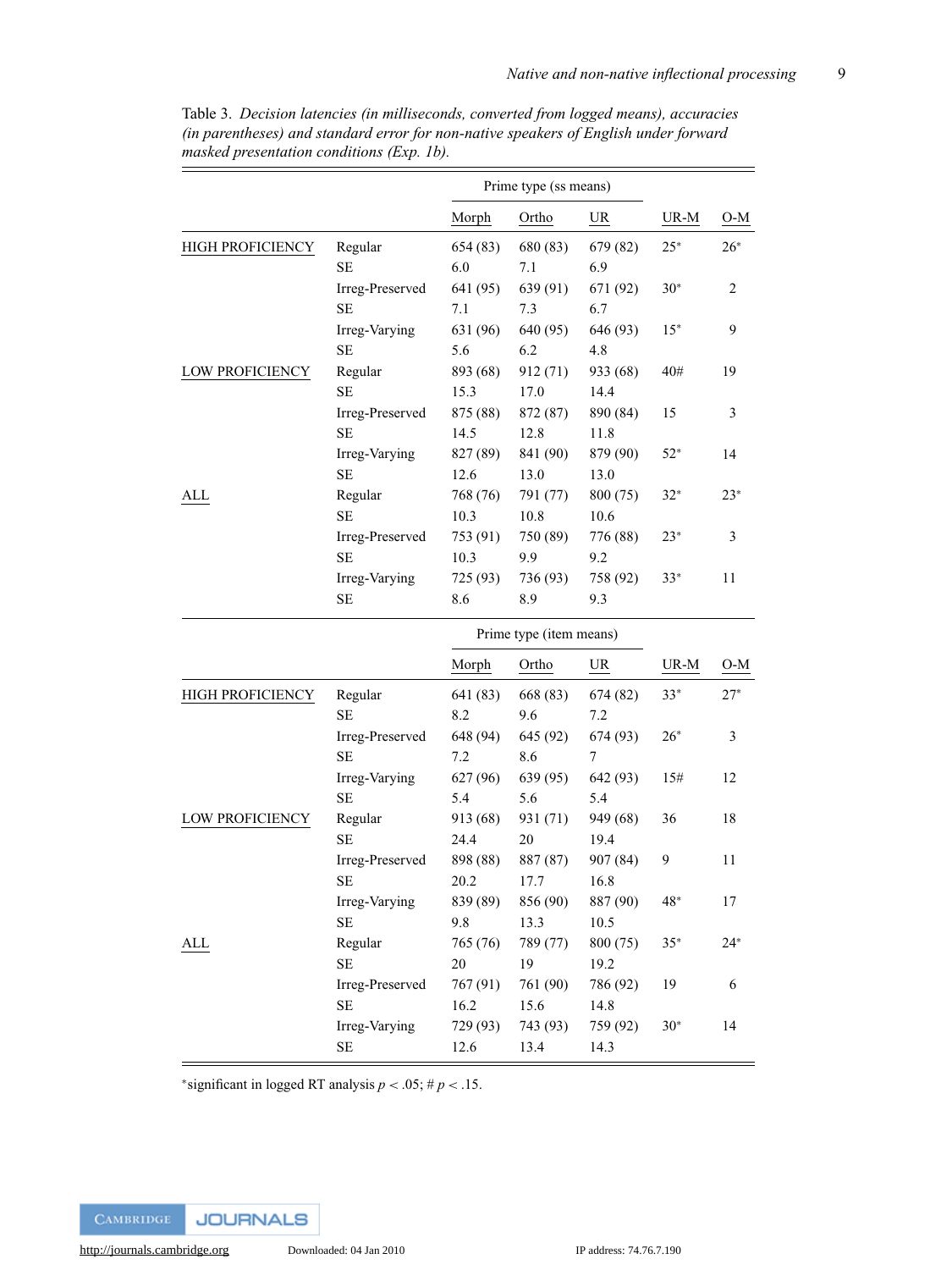Table 3. *Decision latencies (in milliseconds, converted from logged means), accuracies (in parentheses) and standard error for non-native speakers of English under forward masked presentation conditions (Exp. 1b).*

| | | Prime type (ss means) | | | | |
|---|---|---|---|---|---|---|
| | | Morph | Ortho | UR | UR-M | O-M |
| HIGH PROFICIENCY | Regular | 654 (83) | 680 (83) | 679 (82) | 25* | 26* |
| | SE | 6.0 | 7.1 | 6.9 | | |
| | Irreg-Preserved | 641 (95) | 639 (91) | 671 (92) | 30* | 2 |
| | SE | 7.1 | 7.3 | 6.7 | | |
| | Irreg-Varying | 631 (96) | 640 (95) | 646 (93) | 15* | 9 |
| | SE | 5.6 | 6.2 | 4.8 | | |
| LOW PROFICIENCY | Regular | 893 (68) | 912 (71) | 933 (68) | 40# | 19 |
| | SE | 15.3 | 17.0 | 14.4 | | |
| | Irreg-Preserved | 875 (88) | 872 (87) | 890 (84) | 15 | 3 |
| | SE | 14.5 | 12.8 | 11.8 | | |
| | Irreg-Varying | 827 (89) | 841 (90) | 879 (90) | 52* | 14 |
| | SE | 12.6 | 13.0 | 13.0 | | |
| ALL | Regular | 768 (76) | 791 (77) | 800 (75) | 32* | 23* |
| | SE | 10.3 | 10.8 | 10.6 | | |
| | Irreg-Preserved | 753 (91) | 750 (89) | 776 (88) | 23* | 3 |
| | SE | 10.3 | 9.9 | 9.2 | | |
| | Irreg-Varying | 725 (93) | 736 (93) | 758 (92) | 33* | 11 |
| | SE | 8.6 | 8.9 | 9.3 | | |
| | | **Prime type (item means)** | | | | |
| | | Morph | Ortho | UR | UR-M | O-M |
| HIGH PROFICIENCY | Regular | 641 (83) | 668 (83) | 674 (82) | 33* | 27* |
| | SE | 8.2 | 9.6 | 7.2 | | |
| | Irreg-Preserved | 648 (94) | 645 (92) | 674 (93) | 26* | 3 |
| | SE | 7.2 | 8.6 | 7 | | |
| | Irreg-Varying | 627 (96) | 639 (95) | 642 (93) | 15# | 12 |
| | SE | 5.4 | 5.6 | 5.4 | | |
| LOW PROFICIENCY | Regular | 913 (68) | 931 (71) | 949 (68) | 36 | 18 |
| | SE | 24.4 | 20 | 19.4 | | |
| | Irreg-Preserved | 898 (88) | 887 (87) | 907 (84) | 9 | 11 |
| | SE | 20.2 | 17.7 | 16.8 | | |
| | Irreg-Varying | 839 (89) | 856 (90) | 887 (90) | 48* | 17 |
| | SE | 9.8 | 13.3 | 10.5 | | |
| ALL | Regular | 765 (76) | 789 (77) | 800 (75) | 35* | 24* |
| | SE | 20 | 19 | 19.2 | | |
| | Irreg-Preserved | 767 (91) | 761 (90) | 786 (92) | 19 | 6 |
| | SE | 16.2 | 15.6 | 14.8 | | |
| | Irreg-Varying | 729 (93) | 743 (93) | 759 (92) | 30* | 14 |
| | SE | 12.6 | 13.4 | 14.3 | | |

*significant in logged RT analysis $p < .05$; # $p < .15$.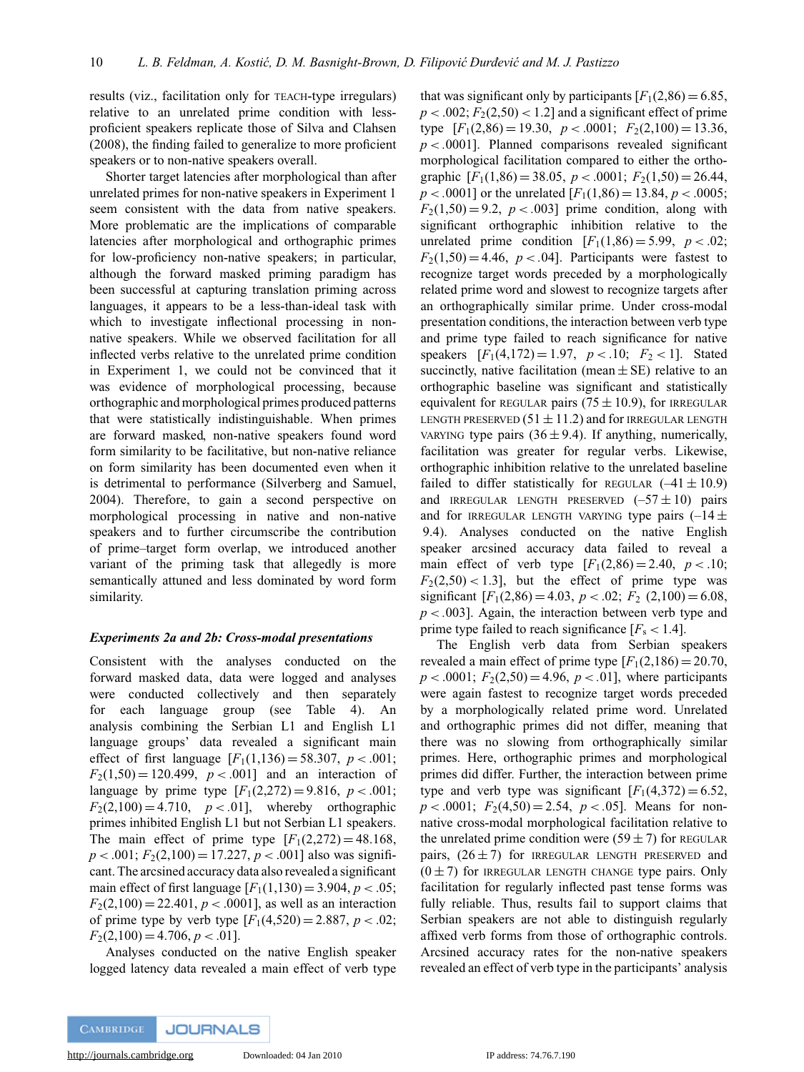results (viz., facilitation only for TEACH-type irregulars) relative to an unrelated prime condition with less-proficient speakers replicate those of Silva and Clahsen (2008), the finding failed to generalize to more proficient speakers or to non-native speakers overall.

Shorter target latencies after morphological than after unrelated primes for non-native speakers in Experiment 1 seem consistent with the data from native speakers. More problematic are the implications of comparable latencies after morphological and orthographic primes for low-proficiency non-native speakers; in particular, although the forward masked priming paradigm has been successful at capturing translation priming across languages, it appears to be a less-than-ideal task with which to investigate inflectional processing in non-native speakers. While we observed facilitation for all inflected verbs relative to the unrelated prime condition in Experiment 1, we could not be convinced that it was evidence of morphological processing, because orthographic and morphological primes produced patterns that were statistically indistinguishable. When primes are forward masked, non-native speakers found word form similarity to be facilitative, but non-native reliance on form similarity has been documented even when it is detrimental to performance (Silverberg and Samuel, 2004). Therefore, to gain a second perspective on morphological processing in native and non-native speakers and to further circumscribe the contribution of prime–target form overlap, we introduced another variant of the priming task that allegedly is more semantically attuned and less dominated by word form similarity.

### *Experiments 2a and 2b: Cross-modal presentations*

Consistent with the analyses conducted on the forward masked data, data were logged and analyses were conducted collectively and then separately for each language group (see Table 4). An analysis combining the Serbian L1 and English L1 language groups' data revealed a significant main effect of first language [$F_1(1,136) = 58.307$, $p < .001$; $F_2(1,50) = 120.499$, $p < .001$] and an interaction of language by prime type [$F_1(2,272) = 9.816$, $p < .001$; $F_2(2,100) = 4.710$, $p < .01$], whereby orthographic primes inhibited English L1 but not Serbian L1 speakers. The main effect of prime type [$F_1(2,272) = 48.168$, $p < .001$; $F_2(2,100) = 17.227$, $p < .001$] also was significant. The arcsined accuracy data also revealed a significant main effect of first language [$F_1(1,130) = 3.904$, $p < .05$; $F_2(2,100) = 22.401$, $p < .0001$], as well as an interaction of prime type by verb type [$F_1(4,520) = 2.887$, $p < .02$; $F_2(2,100) = 4.706$, $p < .01$].

Analyses conducted on the native English speaker logged latency data revealed a main effect of verb type that was significant only by participants [$F_1(2,86) = 6.85$, $p < .002$; $F_2(2,50) < 1.2$] and a significant effect of prime type [$F_1(2,86) = 19.30$, $p < .0001$; $F_2(2,100) = 13.36$, $p < .0001$]. Planned comparisons revealed significant morphological facilitation compared to either the orthographic [$F_1(1,86) = 38.05$, $p < .0001$; $F_2(1,50) = 26.44$, $p < .0001$] or the unrelated [$F_1(1,86) = 13.84$, $p < .0005$; $F_2(1,50) = 9.2$, $p < .003$] prime condition, along with significant orthographic inhibition relative to the unrelated prime condition [$F_1(1,86) = 5.99$, $p < .02$; $F_2(1,50) = 4.46$, $p < .04$]. Participants were fastest to recognize target words preceded by a morphologically related prime word and slowest to recognize targets after an orthographically similar prime. Under cross-modal presentation conditions, the interaction between verb type and prime type failed to reach significance for native speakers [$F_1(4,172) = 1.97$, $p < .10$; $F_2 < 1$]. Stated succinctly, native facilitation (mean ± SE) relative to an orthographic baseline was significant and statistically equivalent for REGULAR pairs (75 ± 10.9), for IRREGULAR LENGTH PRESERVED (51 ± 11.2) and for IRREGULAR LENGTH VARYING type pairs (36 ± 9.4). If anything, numerically, facilitation was greater for regular verbs. Likewise, orthographic inhibition relative to the unrelated baseline failed to differ statistically for REGULAR (–41 ± 10.9) and IRREGULAR LENGTH PRESERVED (–57 ± 10) pairs and for IRREGULAR LENGTH VARYING type pairs (–14 ± 9.4). Analyses conducted on the native English speaker arcsined accuracy data failed to reveal a main effect of verb type [$F_1(2,86) = 2.40$, $p < .10$; $F_2(2,50) < 1.3$], but the effect of prime type was significant [$F_1(2,86) = 4.03$, $p < .02$; $F_2$ $(2,100) = 6.08$, $p < .003$]. Again, the interaction between verb type and prime type failed to reach significance [$F_s < 1.4$].

The English verb data from Serbian speakers revealed a main effect of prime type [$F_1(2,186) = 20.70$, $p < .0001$; $F_2(2,50) = 4.96$, $p < .01$], where participants were again fastest to recognize target words preceded by a morphologically related prime word. Unrelated and orthographic primes did not differ, meaning that there was no slowing from orthographically similar primes. Here, orthographic primes and morphological primes did differ. Further, the interaction between prime type and verb type was significant [$F_1(4,372) = 6.52$, $p < .0001$; $F_2(4,50) = 2.54$, $p < .05$]. Means for non-native cross-modal morphological facilitation relative to the unrelated prime condition were (59 ± 7) for REGULAR pairs, (26 ± 7) for IRREGULAR LENGTH PRESERVED and (0 ± 7) for IRREGULAR LENGTH CHANGE type pairs. Only facilitation for regularly inflected past tense forms was fully reliable. Thus, results fail to support claims that Serbian speakers are not able to distinguish regularly affixed verb forms from those of orthographic controls. Arcsined accuracy rates for the non-native speakers revealed an effect of verb type in the participants' analysis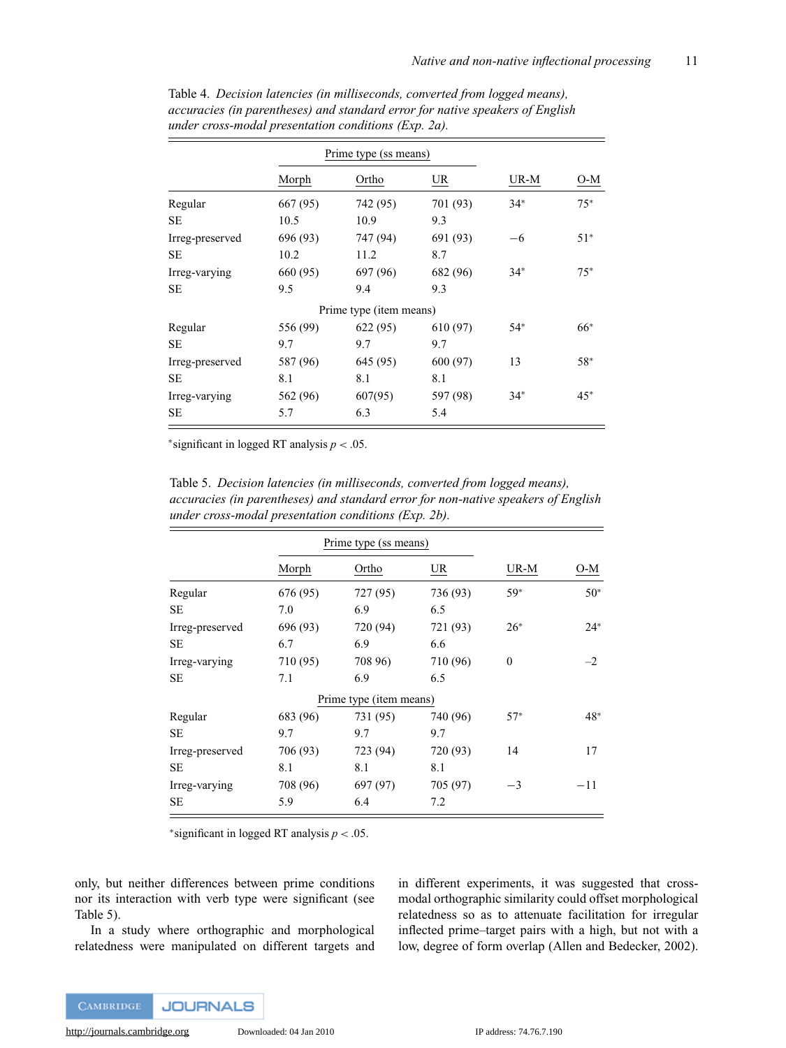Table 4. *Decision latencies (in milliseconds, converted from logged means), accuracies (in parentheses) and standard error for native speakers of English under cross-modal presentation conditions (Exp. 2a).*

| | Prime type (ss means) | | | | |
|---|---|---|---|---|---|
| | Morph | Ortho | UR | UR-M | O-M |
| Regular | 667 (95) | 742 (95) | 701 (93) | 34* | 75* |
| SE | 10.5 | 10.9 | 9.3 | | |
| Irreg-preserved | 696 (93) | 747 (94) | 691 (93) | −6 | 51* |
| SE | 10.2 | 11.2 | 8.7 | | |
| Irreg-varying | 660 (95) | 697 (96) | 682 (96) | 34* | 75* |
| SE | 9.5 | 9.4 | 9.3 | | |
| | Prime type (item means) | | | | |
| Regular | 556 (99) | 622 (95) | 610 (97) | 54* | 66* |
| SE | 9.7 | 9.7 | 9.7 | | |
| Irreg-preserved | 587 (96) | 645 (95) | 600 (97) | 13 | 58* |
| SE | 8.1 | 8.1 | 8.1 | | |
| Irreg-varying | 562 (96) | 607(95) | 597 (98) | 34* | 45* |
| SE | 5.7 | 6.3 | 5.4 | | |

*significant in logged RT analysis $p < .05$.

Table 5. *Decision latencies (in milliseconds, converted from logged means), accuracies (in parentheses) and standard error for non-native speakers of English under cross-modal presentation conditions (Exp. 2b).*

| | Prime type (ss means) | | | | |
|---|---|---|---|---|---|
| | Morph | Ortho | UR | UR-M | O-M |
| Regular | 676 (95) | 727 (95) | 736 (93) | 59* | 50* |
| SE | 7.0 | 6.9 | 6.5 | | |
| Irreg-preserved | 696 (93) | 720 (94) | 721 (93) | 26* | 24* |
| SE | 6.7 | 6.9 | 6.6 | | |
| Irreg-varying | 710 (95) | 708 96) | 710 (96) | 0 | –2 |
| SE | 7.1 | 6.9 | 6.5 | | |
| | Prime type (item means) | | | | |
| Regular | 683 (96) | 731 (95) | 740 (96) | 57* | 48* |
| SE | 9.7 | 9.7 | 9.7 | | |
| Irreg-preserved | 706 (93) | 723 (94) | 720 (93) | 14 | 17 |
| SE | 8.1 | 8.1 | 8.1 | | |
| Irreg-varying | 708 (96) | 697 (97) | 705 (97) | −3 | −11 |
| SE | 5.9 | 6.4 | 7.2 | | |

*significant in logged RT analysis $p < .05$.

only, but neither differences between prime conditions nor its interaction with verb type were significant (see Table 5).

In a study where orthographic and morphological relatedness were manipulated on different targets and in different experiments, it was suggested that cross-modal orthographic similarity could offset morphological relatedness so as to attenuate facilitation for irregular inflected prime–target pairs with a high, but not with a low, degree of form overlap (Allen and Bedecker, 2002).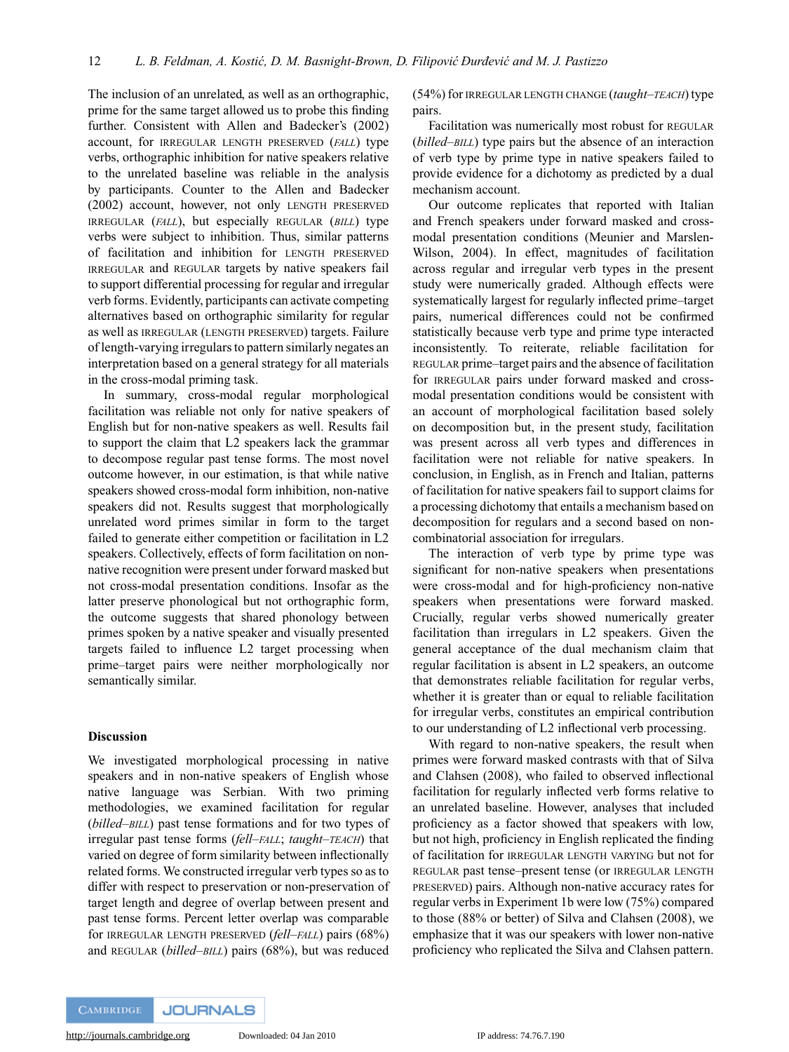The inclusion of an unrelated, as well as an orthographic, prime for the same target allowed us to probe this finding further. Consistent with Allen and Badecker's (2002) account, for IRREGULAR LENGTH PRESERVED (*FALL*) type verbs, orthographic inhibition for native speakers relative to the unrelated baseline was reliable in the analysis by participants. Counter to the Allen and Badecker (2002) account, however, not only LENGTH PRESERVED IRREGULAR (*FALL*), but especially REGULAR (*BILL*) type verbs were subject to inhibition. Thus, similar patterns of facilitation and inhibition for LENGTH PRESERVED IRREGULAR and REGULAR targets by native speakers fail to support differential processing for regular and irregular verb forms. Evidently, participants can activate competing alternatives based on orthographic similarity for regular as well as IRREGULAR (LENGTH PRESERVED) targets. Failure of length-varying irregulars to pattern similarly negates an interpretation based on a general strategy for all materials in the cross-modal priming task.

In summary, cross-modal regular morphological facilitation was reliable not only for native speakers of English but for non-native speakers as well. Results fail to support the claim that L2 speakers lack the grammar to decompose regular past tense forms. The most novel outcome however, in our estimation, is that while native speakers showed cross-modal form inhibition, non-native speakers did not. Results suggest that morphologically unrelated word primes similar in form to the target failed to generate either competition or facilitation in L2 speakers. Collectively, effects of form facilitation on non-native recognition were present under forward masked but not cross-modal presentation conditions. Insofar as the latter preserve phonological but not orthographic form, the outcome suggests that shared phonology between primes spoken by a native speaker and visually presented targets failed to influence L2 target processing when prime–target pairs were neither morphologically nor semantically similar.

## Discussion

We investigated morphological processing in native speakers and in non-native speakers of English whose native language was Serbian. With two priming methodologies, we examined facilitation for regular (*billed–BILL*) past tense formations and for two types of irregular past tense forms (*fell–FALL*; *taught–TEACH*) that varied on degree of form similarity between inflectionally related forms. We constructed irregular verb types so as to differ with respect to preservation or non-preservation of target length and degree of overlap between present and past tense forms. Percent letter overlap was comparable for IRREGULAR LENGTH PRESERVED (*fell–FALL*) pairs (68%) and REGULAR (*billed–BILL*) pairs (68%), but was reduced (54%) for IRREGULAR LENGTH CHANGE (*taught–TEACH*) type pairs.

Facilitation was numerically most robust for REGULAR (*billed–BILL*) type pairs but the absence of an interaction of verb type by prime type in native speakers failed to provide evidence for a dichotomy as predicted by a dual mechanism account.

Our outcome replicates that reported with Italian and French speakers under forward masked and cross-modal presentation conditions (Meunier and Marslen-Wilson, 2004). In effect, magnitudes of facilitation across regular and irregular verb types in the present study were numerically graded. Although effects were systematically largest for regularly inflected prime–target pairs, numerical differences could not be confirmed statistically because verb type and prime type interacted inconsistently. To reiterate, reliable facilitation for REGULAR prime–target pairs and the absence of facilitation for IRREGULAR pairs under forward masked and cross-modal presentation conditions would be consistent with an account of morphological facilitation based solely on decomposition but, in the present study, facilitation was present across all verb types and differences in facilitation were not reliable for native speakers. In conclusion, in English, as in French and Italian, patterns of facilitation for native speakers fail to support claims for a processing dichotomy that entails a mechanism based on decomposition for regulars and a second based on non-combinatorial association for irregulars.

The interaction of verb type by prime type was significant for non-native speakers when presentations were cross-modal and for high-proficiency non-native speakers when presentations were forward masked. Crucially, regular verbs showed numerically greater facilitation than irregulars in L2 speakers. Given the general acceptance of the dual mechanism claim that regular facilitation is absent in L2 speakers, an outcome that demonstrates reliable facilitation for regular verbs, whether it is greater than or equal to reliable facilitation for irregular verbs, constitutes an empirical contribution to our understanding of L2 inflectional verb processing.

With regard to non-native speakers, the result when primes were forward masked contrasts with that of Silva and Clahsen (2008), who failed to observed inflectional facilitation for regularly inflected verb forms relative to an unrelated baseline. However, analyses that included proficiency as a factor showed that speakers with low, but not high, proficiency in English replicated the finding of facilitation for IRREGULAR LENGTH VARYING but not for REGULAR past tense–present tense (or IRREGULAR LENGTH PRESERVED) pairs. Although non-native accuracy rates for regular verbs in Experiment 1b were low (75%) compared to those (88% or better) of Silva and Clahsen (2008), we emphasize that it was our speakers with lower non-native proficiency who replicated the Silva and Clahsen pattern.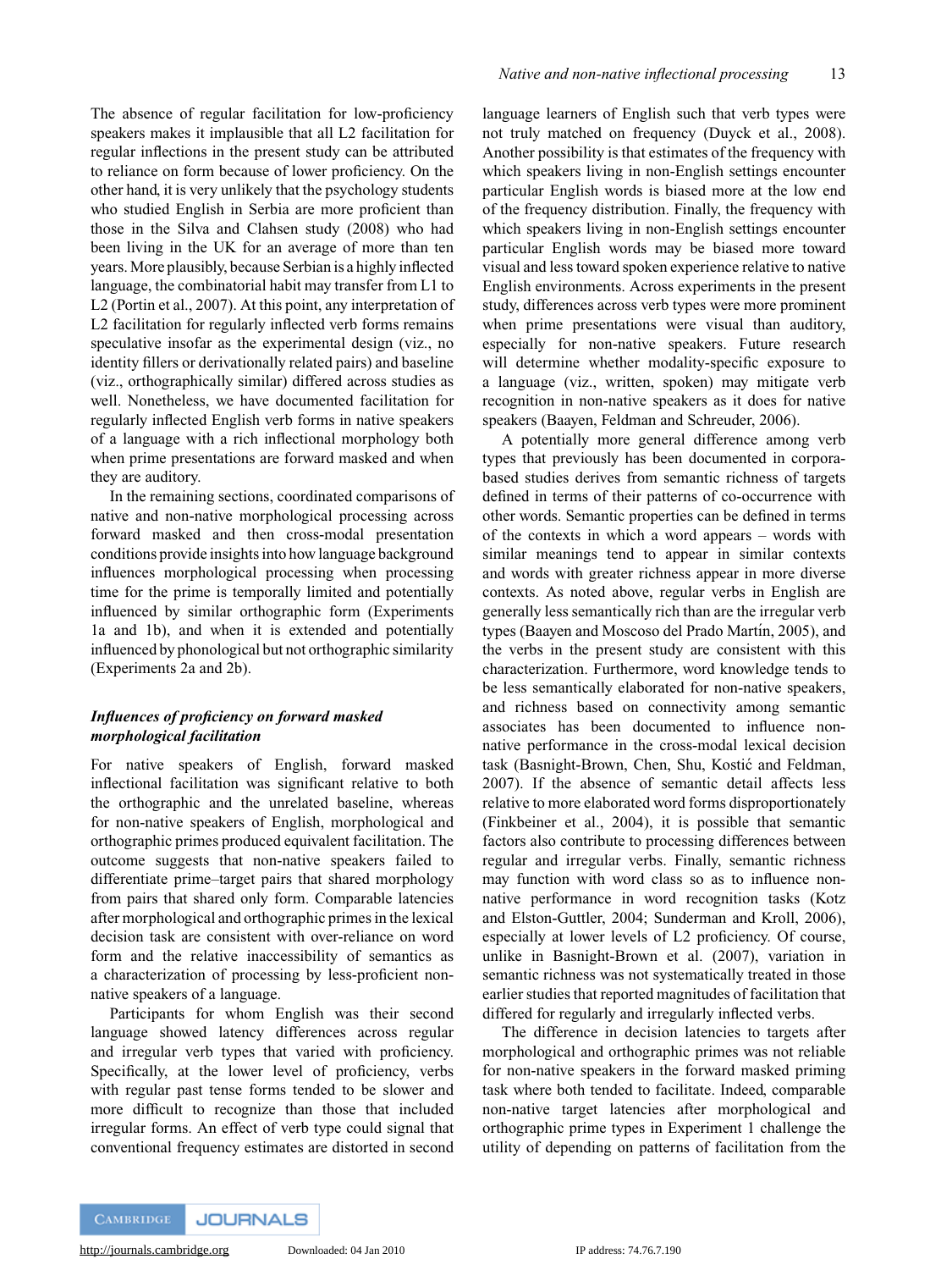The absence of regular facilitation for low-proficiency speakers makes it implausible that all L2 facilitation for regular inflections in the present study can be attributed to reliance on form because of lower proficiency. On the other hand, it is very unlikely that the psychology students who studied English in Serbia are more proficient than those in the Silva and Clahsen study (2008) who had been living in the UK for an average of more than ten years. More plausibly, because Serbian is a highly inflected language, the combinatorial habit may transfer from L1 to L2 (Portin et al., 2007). At this point, any interpretation of L2 facilitation for regularly inflected verb forms remains speculative insofar as the experimental design (viz., no identity fillers or derivationally related pairs) and baseline (viz., orthographically similar) differed across studies as well. Nonetheless, we have documented facilitation for regularly inflected English verb forms in native speakers of a language with a rich inflectional morphology both when prime presentations are forward masked and when they are auditory.

In the remaining sections, coordinated comparisons of native and non-native morphological processing across forward masked and then cross-modal presentation conditions provide insights into how language background influences morphological processing when processing time for the prime is temporally limited and potentially influenced by similar orthographic form (Experiments 1a and 1b), and when it is extended and potentially influenced by phonological but not orthographic similarity (Experiments 2a and 2b).

### *Influences of proficiency on forward masked morphological facilitation*

For native speakers of English, forward masked inflectional facilitation was significant relative to both the orthographic and the unrelated baseline, whereas for non-native speakers of English, morphological and orthographic primes produced equivalent facilitation. The outcome suggests that non-native speakers failed to differentiate prime–target pairs that shared morphology from pairs that shared only form. Comparable latencies after morphological and orthographic primes in the lexical decision task are consistent with over-reliance on word form and the relative inaccessibility of semantics as a characterization of processing by less-proficient non-native speakers of a language.

Participants for whom English was their second language showed latency differences across regular and irregular verb types that varied with proficiency. Specifically, at the lower level of proficiency, verbs with regular past tense forms tended to be slower and more difficult to recognize than those that included irregular forms. An effect of verb type could signal that conventional frequency estimates are distorted in second language learners of English such that verb types were not truly matched on frequency (Duyck et al., 2008). Another possibility is that estimates of the frequency with which speakers living in non-English settings encounter particular English words is biased more at the low end of the frequency distribution. Finally, the frequency with which speakers living in non-English settings encounter particular English words may be biased more toward visual and less toward spoken experience relative to native English environments. Across experiments in the present study, differences across verb types were more prominent when prime presentations were visual than auditory, especially for non-native speakers. Future research will determine whether modality-specific exposure to a language (viz., written, spoken) may mitigate verb recognition in non-native speakers as it does for native speakers (Baayen, Feldman and Schreuder, 2006).

A potentially more general difference among verb types that previously has been documented in corpora-based studies derives from semantic richness of targets defined in terms of their patterns of co-occurrence with other words. Semantic properties can be defined in terms of the contexts in which a word appears – words with similar meanings tend to appear in similar contexts and words with greater richness appear in more diverse contexts. As noted above, regular verbs in English are generally less semantically rich than are the irregular verb types (Baayen and Moscoso del Prado Martín, 2005), and the verbs in the present study are consistent with this characterization. Furthermore, word knowledge tends to be less semantically elaborated for non-native speakers, and richness based on connectivity among semantic associates has been documented to influence non-native performance in the cross-modal lexical decision task (Basnight-Brown, Chen, Shu, Kostić and Feldman, 2007). If the absence of semantic detail affects less relative to more elaborated word forms disproportionately (Finkbeiner et al., 2004), it is possible that semantic factors also contribute to processing differences between regular and irregular verbs. Finally, semantic richness may function with word class so as to influence non-native performance in word recognition tasks (Kotz and Elston-Guttler, 2004; Sunderman and Kroll, 2006), especially at lower levels of L2 proficiency. Of course, unlike in Basnight-Brown et al. (2007), variation in semantic richness was not systematically treated in those earlier studies that reported magnitudes of facilitation that differed for regularly and irregularly inflected verbs.

The difference in decision latencies to targets after morphological and orthographic primes was not reliable for non-native speakers in the forward masked priming task where both tended to facilitate. Indeed, comparable non-native target latencies after morphological and orthographic prime types in Experiment 1 challenge the utility of depending on patterns of facilitation from the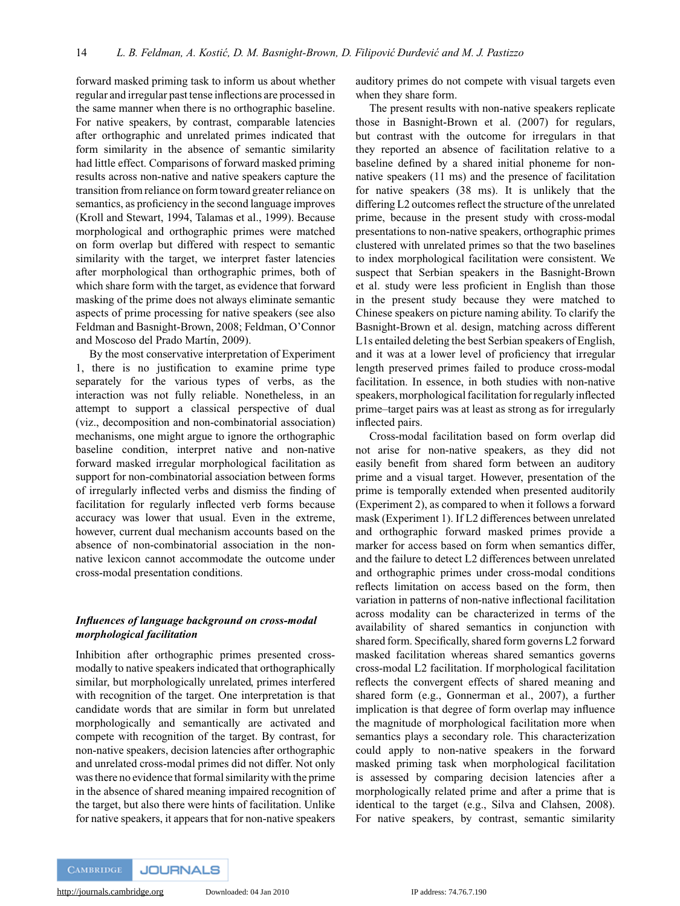forward masked priming task to inform us about whether regular and irregular past tense inflections are processed in the same manner when there is no orthographic baseline. For native speakers, by contrast, comparable latencies after orthographic and unrelated primes indicated that form similarity in the absence of semantic similarity had little effect. Comparisons of forward masked priming results across non-native and native speakers capture the transition from reliance on form toward greater reliance on semantics, as proficiency in the second language improves (Kroll and Stewart, 1994, Talamas et al., 1999). Because morphological and orthographic primes were matched on form overlap but differed with respect to semantic similarity with the target, we interpret faster latencies after morphological than orthographic primes, both of which share form with the target, as evidence that forward masking of the prime does not always eliminate semantic aspects of prime processing for native speakers (see also Feldman and Basnight-Brown, 2008; Feldman, O'Connor and Moscoso del Prado Martín, 2009).

By the most conservative interpretation of Experiment 1, there is no justification to examine prime type separately for the various types of verbs, as the interaction was not fully reliable. Nonetheless, in an attempt to support a classical perspective of dual (viz., decomposition and non-combinatorial association) mechanisms, one might argue to ignore the orthographic baseline condition, interpret native and non-native forward masked irregular morphological facilitation as support for non-combinatorial association between forms of irregularly inflected verbs and dismiss the finding of facilitation for regularly inflected verb forms because accuracy was lower that usual. Even in the extreme, however, current dual mechanism accounts based on the absence of non-combinatorial association in the non-native lexicon cannot accommodate the outcome under cross-modal presentation conditions.

### *Influences of language background on cross-modal morphological facilitation*

Inhibition after orthographic primes presented cross-modally to native speakers indicated that orthographically similar, but morphologically unrelated, primes interfered with recognition of the target. One interpretation is that candidate words that are similar in form but unrelated morphologically and semantically are activated and compete with recognition of the target. By contrast, for non-native speakers, decision latencies after orthographic and unrelated cross-modal primes did not differ. Not only was there no evidence that formal similarity with the prime in the absence of shared meaning impaired recognition of the target, but also there were hints of facilitation. Unlike for native speakers, it appears that for non-native speakers auditory primes do not compete with visual targets even when they share form.

The present results with non-native speakers replicate those in Basnight-Brown et al. (2007) for regulars, but contrast with the outcome for irregulars in that they reported an absence of facilitation relative to a baseline defined by a shared initial phoneme for non-native speakers (11 ms) and the presence of facilitation for native speakers (38 ms). It is unlikely that the differing L2 outcomes reflect the structure of the unrelated prime, because in the present study with cross-modal presentations to non-native speakers, orthographic primes clustered with unrelated primes so that the two baselines to index morphological facilitation were consistent. We suspect that Serbian speakers in the Basnight-Brown et al. study were less proficient in English than those in the present study because they were matched to Chinese speakers on picture naming ability. To clarify the Basnight-Brown et al. design, matching across different L1s entailed deleting the best Serbian speakers of English, and it was at a lower level of proficiency that irregular length preserved primes failed to produce cross-modal facilitation. In essence, in both studies with non-native speakers, morphological facilitation for regularly inflected prime–target pairs was at least as strong as for irregularly inflected pairs.

Cross-modal facilitation based on form overlap did not arise for non-native speakers, as they did not easily benefit from shared form between an auditory prime and a visual target. However, presentation of the prime is temporally extended when presented auditorily (Experiment 2), as compared to when it follows a forward mask (Experiment 1). If L2 differences between unrelated and orthographic forward masked primes provide a marker for access based on form when semantics differ, and the failure to detect L2 differences between unrelated and orthographic primes under cross-modal conditions reflects limitation on access based on the form, then variation in patterns of non-native inflectional facilitation across modality can be characterized in terms of the availability of shared semantics in conjunction with shared form. Specifically, shared form governs L2 forward masked facilitation whereas shared semantics governs cross-modal L2 facilitation. If morphological facilitation reflects the convergent effects of shared meaning and shared form (e.g., Gonnerman et al., 2007), a further implication is that degree of form overlap may influence the magnitude of morphological facilitation more when semantics plays a secondary role. This characterization could apply to non-native speakers in the forward masked priming task when morphological facilitation is assessed by comparing decision latencies after a morphologically related prime and after a prime that is identical to the target (e.g., Silva and Clahsen, 2008). For native speakers, by contrast, semantic similarity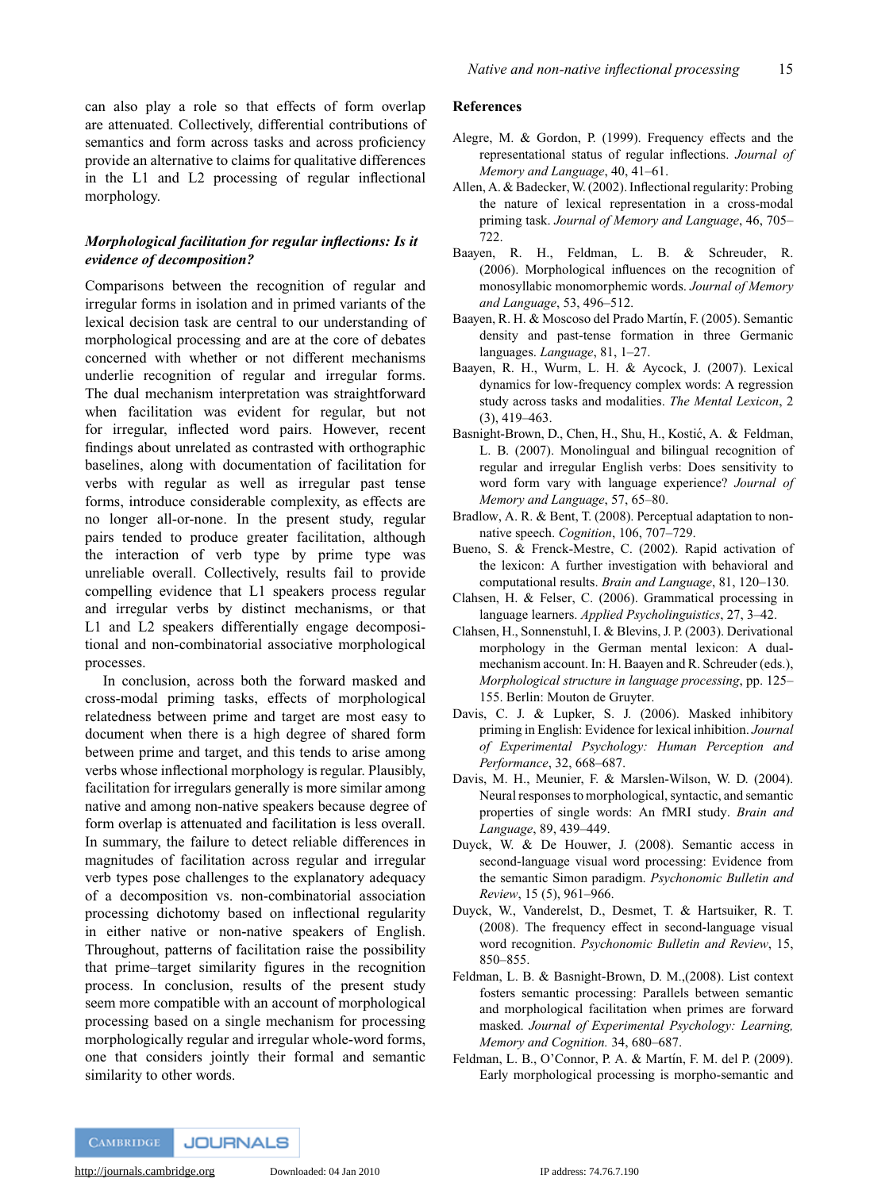can also play a role so that effects of form overlap are attenuated. Collectively, differential contributions of semantics and form across tasks and across proficiency provide an alternative to claims for qualitative differences in the L1 and L2 processing of regular inflectional morphology.

### *Morphological facilitation for regular inflections: Is it evidence of decomposition?*

Comparisons between the recognition of regular and irregular forms in isolation and in primed variants of the lexical decision task are central to our understanding of morphological processing and are at the core of debates concerned with whether or not different mechanisms underlie recognition of regular and irregular forms. The dual mechanism interpretation was straightforward when facilitation was evident for regular, but not for irregular, inflected word pairs. However, recent findings about unrelated as contrasted with orthographic baselines, along with documentation of facilitation for verbs with regular as well as irregular past tense forms, introduce considerable complexity, as effects are no longer all-or-none. In the present study, regular pairs tended to produce greater facilitation, although the interaction of verb type by prime type was unreliable overall. Collectively, results fail to provide compelling evidence that L1 speakers process regular and irregular verbs by distinct mechanisms, or that L1 and L2 speakers differentially engage decompositional and non-combinatorial associative morphological processes.

In conclusion, across both the forward masked and cross-modal priming tasks, effects of morphological relatedness between prime and target are most easy to document when there is a high degree of shared form between prime and target, and this tends to arise among verbs whose inflectional morphology is regular. Plausibly, facilitation for irregulars generally is more similar among native and among non-native speakers because degree of form overlap is attenuated and facilitation is less overall. In summary, the failure to detect reliable differences in magnitudes of facilitation across regular and irregular verb types pose challenges to the explanatory adequacy of a decomposition vs. non-combinatorial association processing dichotomy based on inflectional regularity in either native or non-native speakers of English. Throughout, patterns of facilitation raise the possibility that prime–target similarity figures in the recognition process. In conclusion, results of the present study seem more compatible with an account of morphological processing based on a single mechanism for processing morphologically regular and irregular whole-word forms, one that considers jointly their formal and semantic similarity to other words.

## References

Alegre, M. & Gordon, P. (1999). Frequency effects and the representational status of regular inflections. *Journal of Memory and Language*, 40, 41–61.

Allen, A. & Badecker, W. (2002). Inflectional regularity: Probing the nature of lexical representation in a cross-modal priming task. *Journal of Memory and Language*, 46, 705–722.

Baayen, R. H., Feldman, L. B. & Schreuder, R. (2006). Morphological influences on the recognition of monosyllabic monomorphemic words. *Journal of Memory and Language*, 53, 496–512.

Baayen, R. H. & Moscoso del Prado Martín, F. (2005). Semantic density and past-tense formation in three Germanic languages. *Language*, 81, 1–27.

Baayen, R. H., Wurm, L. H. & Aycock, J. (2007). Lexical dynamics for low-frequency complex words: A regression study across tasks and modalities. *The Mental Lexicon*, 2 (3), 419–463.

Basnight-Brown, D., Chen, H., Shu, H., Kostić, A. & Feldman, L. B. (2007). Monolingual and bilingual recognition of regular and irregular English verbs: Does sensitivity to word form vary with language experience? *Journal of Memory and Language*, 57, 65–80.

Bradlow, A. R. & Bent, T. (2008). Perceptual adaptation to non-native speech. *Cognition*, 106, 707–729.

Bueno, S. & Frenck-Mestre, C. (2002). Rapid activation of the lexicon: A further investigation with behavioral and computational results. *Brain and Language*, 81, 120–130.

Clahsen, H. & Felser, C. (2006). Grammatical processing in language learners. *Applied Psycholinguistics*, 27, 3–42.

Clahsen, H., Sonnenstuhl, I. & Blevins, J. P. (2003). Derivational morphology in the German mental lexicon: A dual-mechanism account. In: H. Baayen and R. Schreuder (eds.), *Morphological structure in language processing*, pp. 125–155. Berlin: Mouton de Gruyter.

Davis, C. J. & Lupker, S. J. (2006). Masked inhibitory priming in English: Evidence for lexical inhibition. *Journal of Experimental Psychology: Human Perception and Performance*, 32, 668–687.

Davis, M. H., Meunier, F. & Marslen-Wilson, W. D. (2004). Neural responses to morphological, syntactic, and semantic properties of single words: An fMRI study. *Brain and Language*, 89, 439–449.

Duyck, W. & De Houwer, J. (2008). Semantic access in second-language visual word processing: Evidence from the semantic Simon paradigm. *Psychonomic Bulletin and Review*, 15 (5), 961–966.

Duyck, W., Vanderelst, D., Desmet, T. & Hartsuiker, R. T. (2008). The frequency effect in second-language visual word recognition. *Psychonomic Bulletin and Review*, 15, 850–855.

Feldman, L. B. & Basnight-Brown, D. M.,(2008). List context fosters semantic processing: Parallels between semantic and morphological facilitation when primes are forward masked. *Journal of Experimental Psychology: Learning, Memory and Cognition.* 34, 680–687.

Feldman, L. B., O'Connor, P. A. & Martín, F. M. del P. (2009). Early morphological processing is morpho-semantic and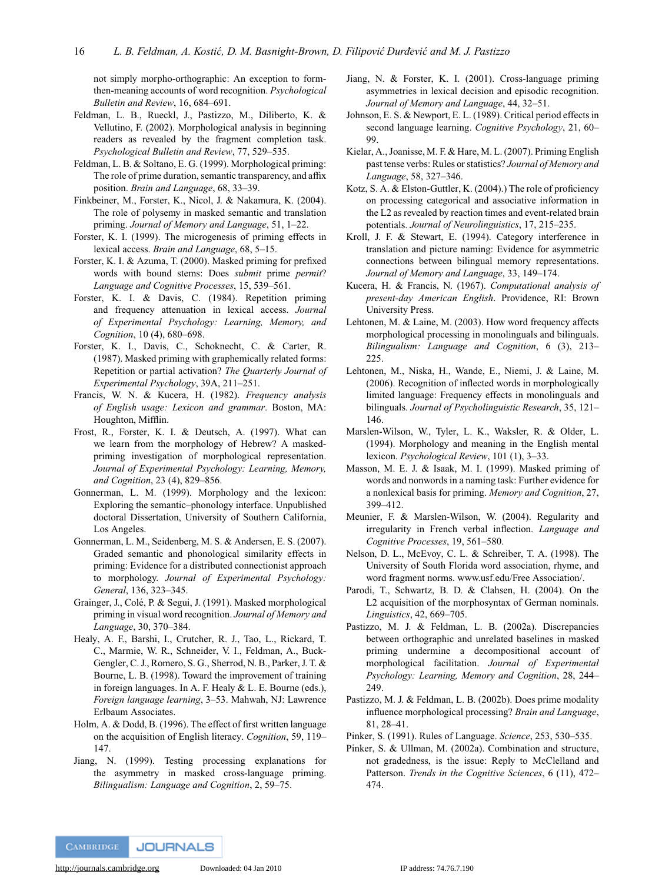not simply morpho-orthographic: An exception to form-then-meaning accounts of word recognition. *Psychological Bulletin and Review*, 16, 684–691.

Feldman, L. B., Rueckl, J., Pastizzo, M., Diliberto, K. & Vellutino, F. (2002). Morphological analysis in beginning readers as revealed by the fragment completion task. *Psychological Bulletin and Review*, 77, 529–535.

Feldman, L. B. & Soltano, E. G. (1999). Morphological priming: The role of prime duration, semantic transparency, and affix position. *Brain and Language*, 68, 33–39.

Finkbeiner, M., Forster, K., Nicol, J. & Nakamura, K. (2004). The role of polysemy in masked semantic and translation priming. *Journal of Memory and Language*, 51, 1–22.

Forster, K. I. (1999). The microgenesis of priming effects in lexical access. *Brain and Language*, 68, 5–15.

Forster, K. I. & Azuma, T. (2000). Masked priming for prefixed words with bound stems: Does *submit* prime *permit*? *Language and Cognitive Processes*, 15, 539–561.

Forster, K. I. & Davis, C. (1984). Repetition priming and frequency attenuation in lexical access. *Journal of Experimental Psychology: Learning, Memory, and Cognition*, 10 (4), 680–698.

Forster, K. I., Davis, C., Schoknecht, C. & Carter, R. (1987). Masked priming with graphemically related forms: Repetition or partial activation? *The Quarterly Journal of Experimental Psychology*, 39A, 211–251.

Francis, W. N. & Kucera, H. (1982). *Frequency analysis of English usage: Lexicon and grammar*. Boston, MA: Houghton, Mifflin.

Frost, R., Forster, K. I. & Deutsch, A. (1997). What can we learn from the morphology of Hebrew? A masked-priming investigation of morphological representation. *Journal of Experimental Psychology: Learning, Memory, and Cognition*, 23 (4), 829–856.

Gonnerman, L. M. (1999). Morphology and the lexicon: Exploring the semantic–phonology interface. Unpublished doctoral Dissertation, University of Southern California, Los Angeles.

Gonnerman, L. M., Seidenberg, M. S. & Andersen, E. S. (2007). Graded semantic and phonological similarity effects in priming: Evidence for a distributed connectionist approach to morphology. *Journal of Experimental Psychology: General*, 136, 323–345.

Grainger, J., Colé, P. & Segui, J. (1991). Masked morphological priming in visual word recognition. *Journal of Memory and Language*, 30, 370–384.

Healy, A. F., Barshi, I., Crutcher, R. J., Tao, L., Rickard, T. C., Marmie, W. R., Schneider, V. I., Feldman, A., Buck-Gengler, C. J., Romero, S. G., Sherrod, N. B., Parker, J. T. & Bourne, L. B. (1998). Toward the improvement of training in foreign languages. In A. F. Healy & L. E. Bourne (eds.), *Foreign language learning*, 3–53. Mahwah, NJ: Lawrence Erlbaum Associates.

Holm, A. & Dodd, B. (1996). The effect of first written language on the acquisition of English literacy. *Cognition*, 59, 119–147.

Jiang, N. (1999). Testing processing explanations for the asymmetry in masked cross-language priming. *Bilingualism: Language and Cognition*, 2, 59–75.

Jiang, N. & Forster, K. I. (2001). Cross-language priming asymmetries in lexical decision and episodic recognition. *Journal of Memory and Language*, 44, 32–51.

Johnson, E. S. & Newport, E. L. (1989). Critical period effects in second language learning. *Cognitive Psychology*, 21, 60–99.

Kielar, A., Joanisse, M. F. & Hare, M. L. (2007). Priming English past tense verbs: Rules or statistics? *Journal of Memory and Language*, 58, 327–346.

Kotz, S. A. & Elston-Guttler, K. (2004).) The role of proficiency on processing categorical and associative information in the L2 as revealed by reaction times and event-related brain potentials. *Journal of Neurolinguistics*, 17, 215–235.

Kroll, J. F. & Stewart, E. (1994). Category interference in translation and picture naming: Evidence for asymmetric connections between bilingual memory representations. *Journal of Memory and Language*, 33, 149–174.

Kucera, H. & Francis, N. (1967). *Computational analysis of present-day American English*. Providence, RI: Brown University Press.

Lehtonen, M. & Laine, M. (2003). How word frequency affects morphological processing in monolinguals and bilinguals. *Bilingualism: Language and Cognition*, 6 (3), 213–225.

Lehtonen, M., Niska, H., Wande, E., Niemi, J. & Laine, M. (2006). Recognition of inflected words in morphologically limited language: Frequency effects in monolinguals and bilinguals. *Journal of Psycholinguistic Research*, 35, 121–146.

Marslen-Wilson, W., Tyler, L. K., Waksler, R. & Older, L. (1994). Morphology and meaning in the English mental lexicon. *Psychological Review*, 101 (1), 3–33.

Masson, M. E. J. & Isaak, M. I. (1999). Masked priming of words and nonwords in a naming task: Further evidence for a nonlexical basis for priming. *Memory and Cognition*, 27, 399–412.

Meunier, F. & Marslen-Wilson, W. (2004). Regularity and irregularity in French verbal inflection. *Language and Cognitive Processes*, 19, 561–580.

Nelson, D. L., McEvoy, C. L. & Schreiber, T. A. (1998). The University of South Florida word association, rhyme, and word fragment norms. www.usf.edu/Free Association/.

Parodi, T., Schwartz, B. D. & Clahsen, H. (2004). On the L2 acquisition of the morphosyntax of German nominals. *Linguistics*, 42, 669–705.

Pastizzo, M. J. & Feldman, L. B. (2002a). Discrepancies between orthographic and unrelated baselines in masked priming undermine a decompositional account of morphological facilitation. *Journal of Experimental Psychology: Learning, Memory and Cognition*, 28, 244–249.

Pastizzo, M. J. & Feldman, L. B. (2002b). Does prime modality influence morphological processing? *Brain and Language*, 81, 28–41.

Pinker, S. (1991). Rules of Language. *Science*, 253, 530–535.

Pinker, S. & Ullman, M. (2002a). Combination and structure, not gradedness, is the issue: Reply to McClelland and Patterson. *Trends in the Cognitive Sciences*, 6 (11), 472–474.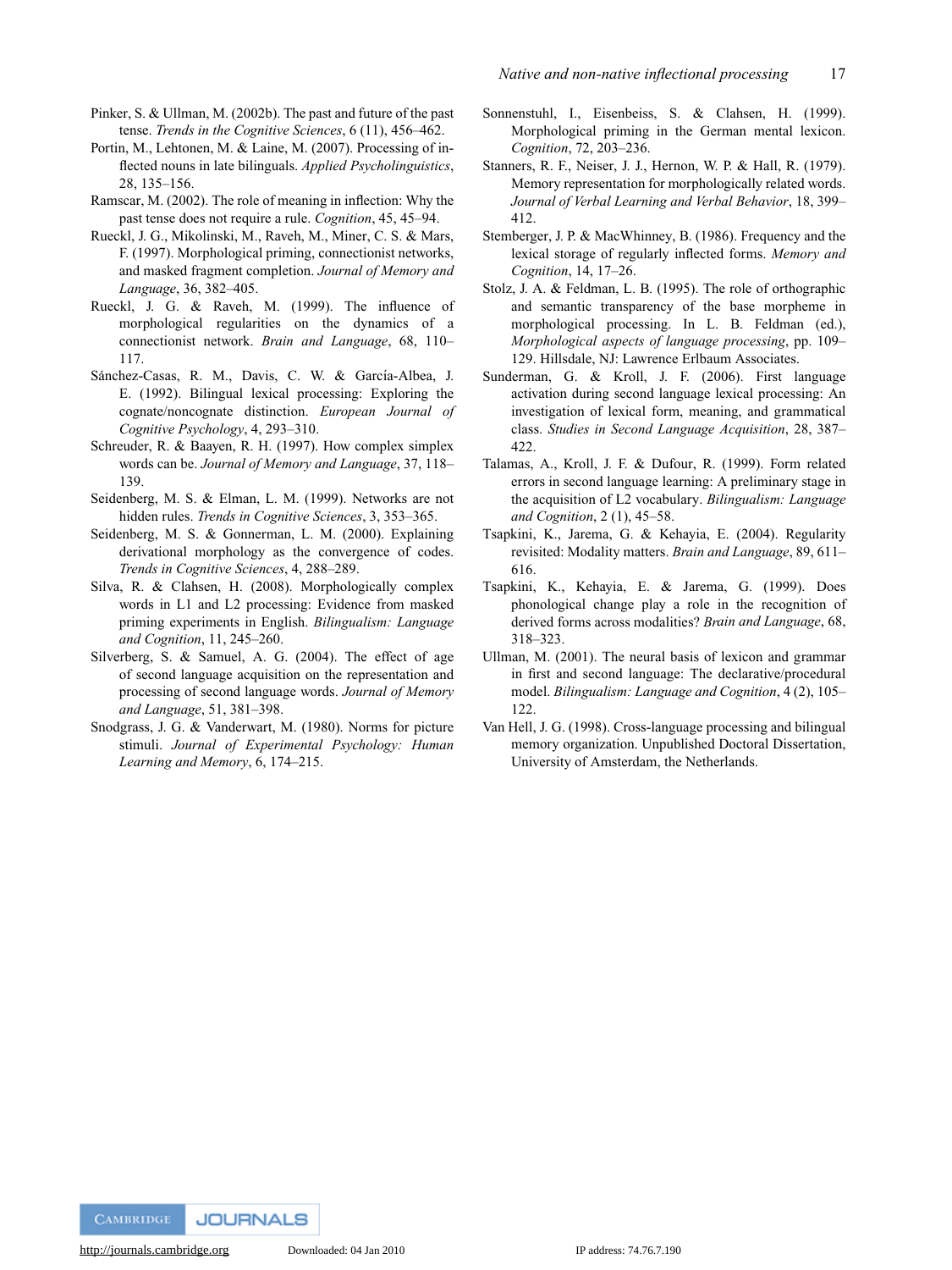Pinker, S. & Ullman, M. (2002b). The past and future of the past tense. *Trends in the Cognitive Sciences*, 6 (11), 456–462.

Portin, M., Lehtonen, M. & Laine, M. (2007). Processing of inflected nouns in late bilinguals. *Applied Psycholinguistics*, 28, 135–156.

Ramscar, M. (2002). The role of meaning in inflection: Why the past tense does not require a rule. *Cognition*, 45, 45–94.

Rueckl, J. G., Mikolinski, M., Raveh, M., Miner, C. S. & Mars, F. (1997). Morphological priming, connectionist networks, and masked fragment completion. *Journal of Memory and Language*, 36, 382–405.

Rueckl, J. G. & Raveh, M. (1999). The influence of morphological regularities on the dynamics of a connectionist network. *Brain and Language*, 68, 110–117.

Sánchez-Casas, R. M., Davis, C. W. & García-Albea, J. E. (1992). Bilingual lexical processing: Exploring the cognate/noncognate distinction. *European Journal of Cognitive Psychology*, 4, 293–310.

Schreuder, R. & Baayen, R. H. (1997). How complex simplex words can be. *Journal of Memory and Language*, 37, 118–139.

Seidenberg, M. S. & Elman, L. M. (1999). Networks are not hidden rules. *Trends in Cognitive Sciences*, 3, 353–365.

Seidenberg, M. S. & Gonnerman, L. M. (2000). Explaining derivational morphology as the convergence of codes. *Trends in Cognitive Sciences*, 4, 288–289.

Silva, R. & Clahsen, H. (2008). Morphologically complex words in L1 and L2 processing: Evidence from masked priming experiments in English. *Bilingualism: Language and Cognition*, 11, 245–260.

Silverberg, S. & Samuel, A. G. (2004). The effect of age of second language acquisition on the representation and processing of second language words. *Journal of Memory and Language*, 51, 381–398.

Snodgrass, J. G. & Vanderwart, M. (1980). Norms for picture stimuli. *Journal of Experimental Psychology: Human Learning and Memory*, 6, 174–215.

Sonnenstuhl, I., Eisenbeiss, S. & Clahsen, H. (1999). Morphological priming in the German mental lexicon. *Cognition*, 72, 203–236.

Stanners, R. F., Neiser, J. J., Hernon, W. P. & Hall, R. (1979). Memory representation for morphologically related words. *Journal of Verbal Learning and Verbal Behavior*, 18, 399–412.

Stemberger, J. P. & MacWhinney, B. (1986). Frequency and the lexical storage of regularly inflected forms. *Memory and Cognition*, 14, 17–26.

Stolz, J. A. & Feldman, L. B. (1995). The role of orthographic and semantic transparency of the base morpheme in morphological processing. In L. B. Feldman (ed.), *Morphological aspects of language processing*, pp. 109–129. Hillsdale, NJ: Lawrence Erlbaum Associates.

Sunderman, G. & Kroll, J. F. (2006). First language activation during second language lexical processing: An investigation of lexical form, meaning, and grammatical class. *Studies in Second Language Acquisition*, 28, 387–422.

Talamas, A., Kroll, J. F. & Dufour, R. (1999). Form related errors in second language learning: A preliminary stage in the acquisition of L2 vocabulary. *Bilingualism: Language and Cognition*, 2 (1), 45–58.

Tsapkini, K., Jarema, G. & Kehayia, E. (2004). Regularity revisited: Modality matters. *Brain and Language*, 89, 611–616.

Tsapkini, K., Kehayia, E. & Jarema, G. (1999). Does phonological change play a role in the recognition of derived forms across modalities? *Brain and Language*, 68, 318–323.

Ullman, M. (2001). The neural basis of lexicon and grammar in first and second language: The declarative/procedural model. *Bilingualism: Language and Cognition*, 4 (2), 105–122.

Van Hell, J. G. (1998). Cross-language processing and bilingual memory organization. Unpublished Doctoral Dissertation, University of Amsterdam, the Netherlands.